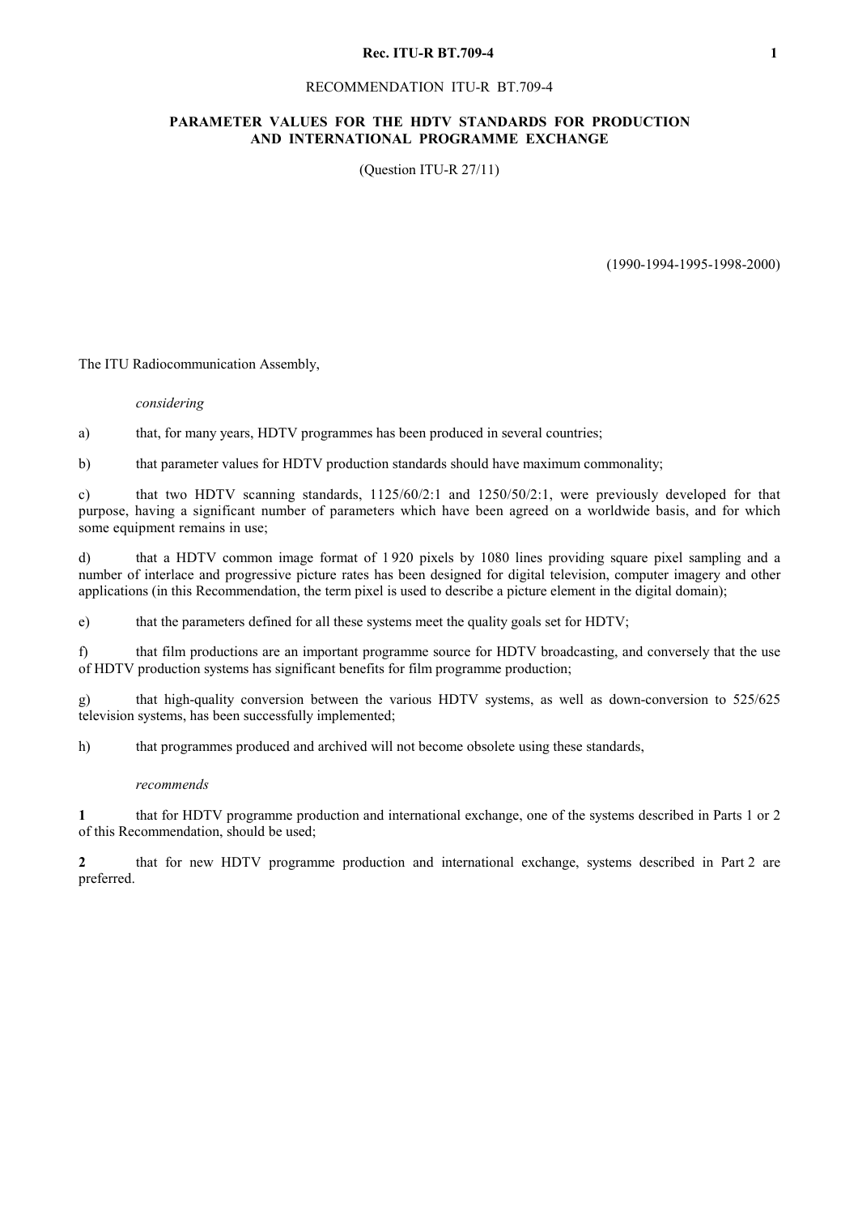# RECOMMENDATION ITU-R BT.709-4

## PARAMETER VALUES FOR THE HDTV STANDARDS FOR PRODUCTION AND INTERNATIONAL PROGRAMME EXCHANGE

(Question ITU-R 27/11)

(1990-1994-1995-1998-2000)

The ITU Radiocommunication Assembly,

*considering*

a) that, for many years, HDTV programmes has been produced in several countries;

b) that parameter values for HDTV production standards should have maximum commonality;

c) that two HDTV scanning standards, 1125/60/2:1 and 1250/50/2:1, were previously developed for that purpose, having a significant number of parameters which have been agreed on a worldwide basis, and for which some equipment remains in use;

d) that a HDTV common image format of 1 920 pixels by 1080 lines providing square pixel sampling and a number of interlace and progressive picture rates has been designed for digital television, computer imagery and other applications (in this Recommendation, the term pixel is used to describe a picture element in the digital domain);

e) that the parameters defined for all these systems meet the quality goals set for HDTV;

f) that film productions are an important programme source for HDTV broadcasting, and conversely that the use of HDTV production systems has significant benefits for film programme production;

g) that high-quality conversion between the various HDTV systems, as well as down-conversion to 525/625 television systems, has been successfully implemented;

h) that programmes produced and archived will not become obsolete using these standards,

*recommends*

**1** that for HDTV programme production and international exchange, one of the systems described in Parts 1 or 2 of this Recommendation, should be used;

**2** that for new HDTV programme production and international exchange, systems described in Part 2 are preferred.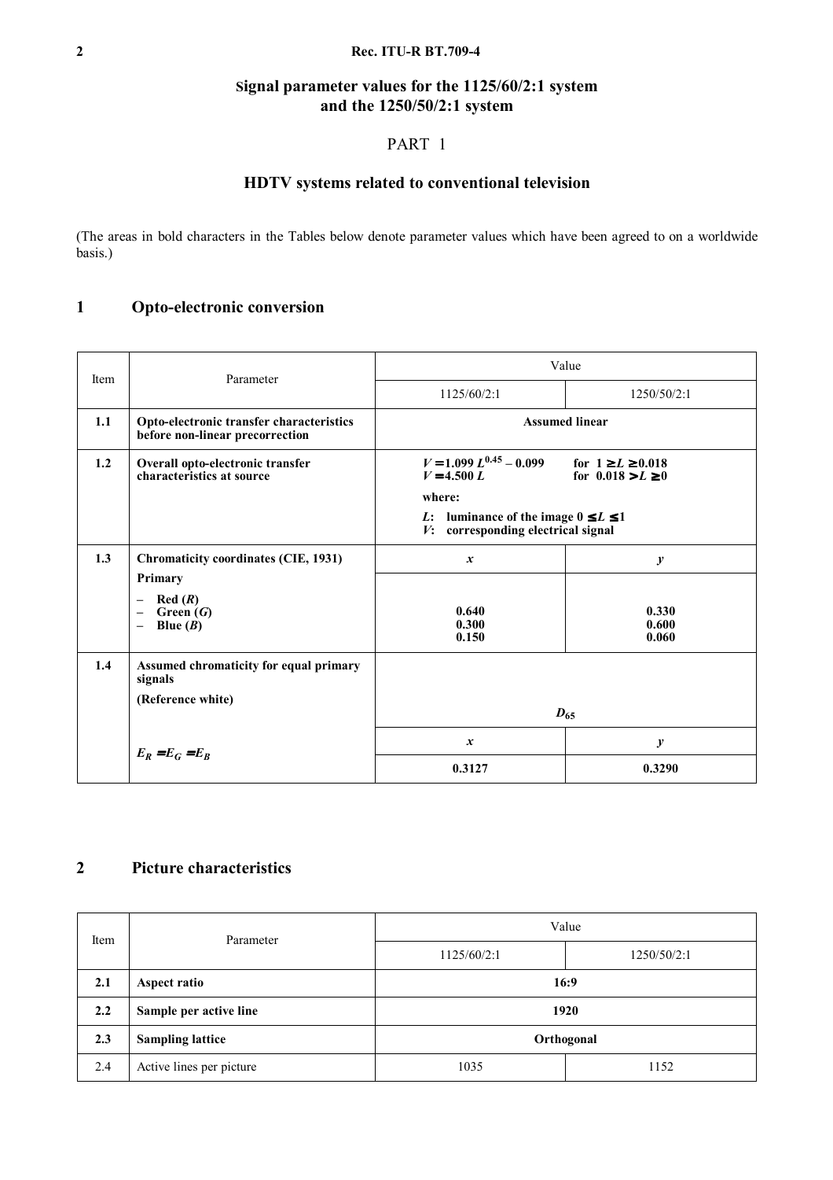## Signal parameter values for the 1125/60/2:1 system and the 1250/50/2:1 system

### PART 1

### HDTV systems related to conventional television

(The areas in bold characters in the Tables below denote parameter values which have been agreed to on a worldwide basis.)

## 1 Opto-electronic conversion

| Item | Parameter | Value | |
|---|---|---|---|
| | | 1125/60/2:1 | 1250/50/2:1 |
| **1.1** | **Opto-electronic transfer characteristics before non-linear precorrection** | **Assumed linear** | |
| **1.2** | **Overall opto-electronic transfer characteristics at source** | **$V = 1.099\,L^{0.45} - 0.099$ for $1 \geq L \geq 0.018$**<br>**$V = 4.500\,L$ for $0.018 > L \geq 0$**<br>**where:**<br>**$L$: luminance of the image $0 \leq L \leq 1$**<br>**$V$: corresponding electrical signal** | |
| **1.3** | **Chromaticity coordinates (CIE, 1931)**<br>**Primary**<br>**– Red ($R$)**<br>**– Green ($G$)**<br>**– Blue ($B$)** | ***x***<br><br>**0.640**<br>**0.300**<br>**0.150** | ***y***<br><br>**0.330**<br>**0.600**<br>**0.060** |
| **1.4** | **Assumed chromaticity for equal primary signals**<br>**(Reference white)**<br><br>**$E_R = E_G = E_B$** | **$D_{65}$**<br>***x***<br>**0.3127** | <br>***y***<br>**0.3290** |

## 2 Picture characteristics

| Item | Parameter | Value | |
|---|---|---|---|
| | | 1125/60/2:1 | 1250/50/2:1 |
| **2.1** | **Aspect ratio** | **16:9** | |
| **2.2** | **Sample per active line** | **1920** | |
| **2.3** | **Sampling lattice** | **Orthogonal** | |
| 2.4 | Active lines per picture | 1035 | 1152 |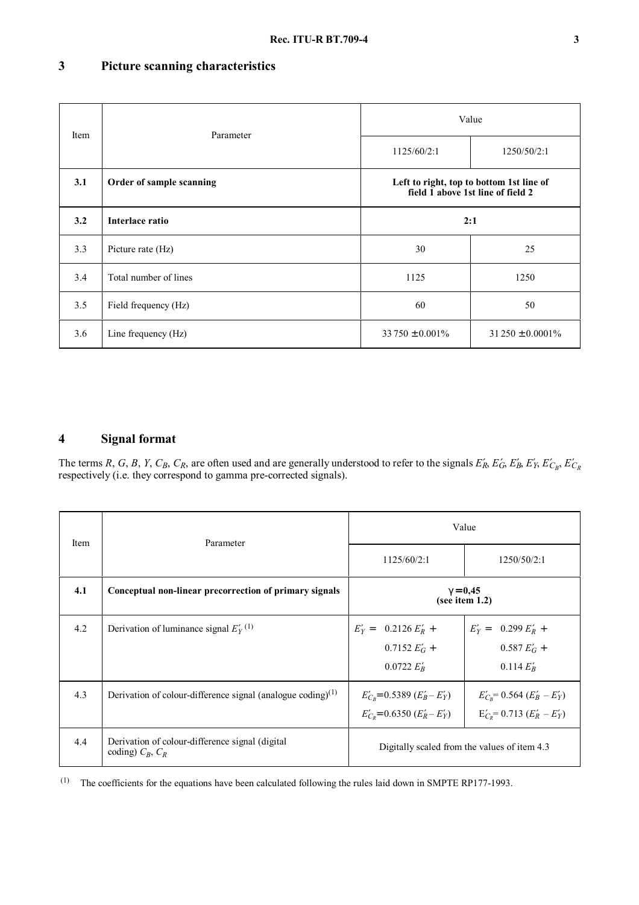## 3 Picture scanning characteristics

| Item | Parameter | Value | |
|---|---|---|---|
| | | 1125/60/2:1 | 1250/50/2:1 |
| **3.1** | **Order of sample scanning** | **Left to right, top to bottom 1st line of field 1 above 1st line of field 2** | |
| **3.2** | **Interlace ratio** | **2:1** | |
| 3.3 | Picture rate (Hz) | 30 | 25 |
| 3.4 | Total number of lines | 1125 | 1250 |
| 3.5 | Field frequency (Hz) | 60 | 50 |
| 3.6 | Line frequency (Hz) | 33 750 ± 0.001% | 31 250 ± 0.0001% |

## 4 Signal format

The terms $R$, $G$, $B$, $Y$, $C_B$, $C_R$, are often used and are generally understood to refer to the signals $E'_R$, $E'_G$, $E'_B$, $E'_Y$, $E'_{C_B}$, $E'_{C_R}$ respectively (i.e. they correspond to gamma pre-corrected signals).

| Item | Parameter | Value | |
|---|---|---|---|
| | | 1125/60/2:1 | 1250/50/2:1 |
| **4.1** | **Conceptual non-linear precorrection of primary signals** | **$\gamma = 0{,}45$ (see item 1.2)** | |
| 4.2 | Derivation of luminance signal $E'_Y$ (1) | $E'_Y = 0.2126\,E'_R + 0.7152\,E'_G + 0.0722\,E'_B$ | $E'_Y = 0.299\,E'_R + 0.587\,E'_G + 0.114\,E'_B$ |
| 4.3 | Derivation of colour-difference signal (analogue coding)(1) | $E'_{C_B} = 0.5389\,(E'_B - E'_Y)$<br>$E'_{C_R} = 0.6350\,(E'_R - E'_Y)$ | $E'_{C_B} = 0.564\,(E'_B - E'_Y)$<br>$E'_{C_R} = 0.713\,(E'_R - E'_Y)$ |
| 4.4 | Derivation of colour-difference signal (digital coding) $C_B$, $C_R$ | Digitally scaled from the values of item 4.3 | |

(1) The coefficients for the equations have been calculated following the rules laid down in SMPTE RP177-1993.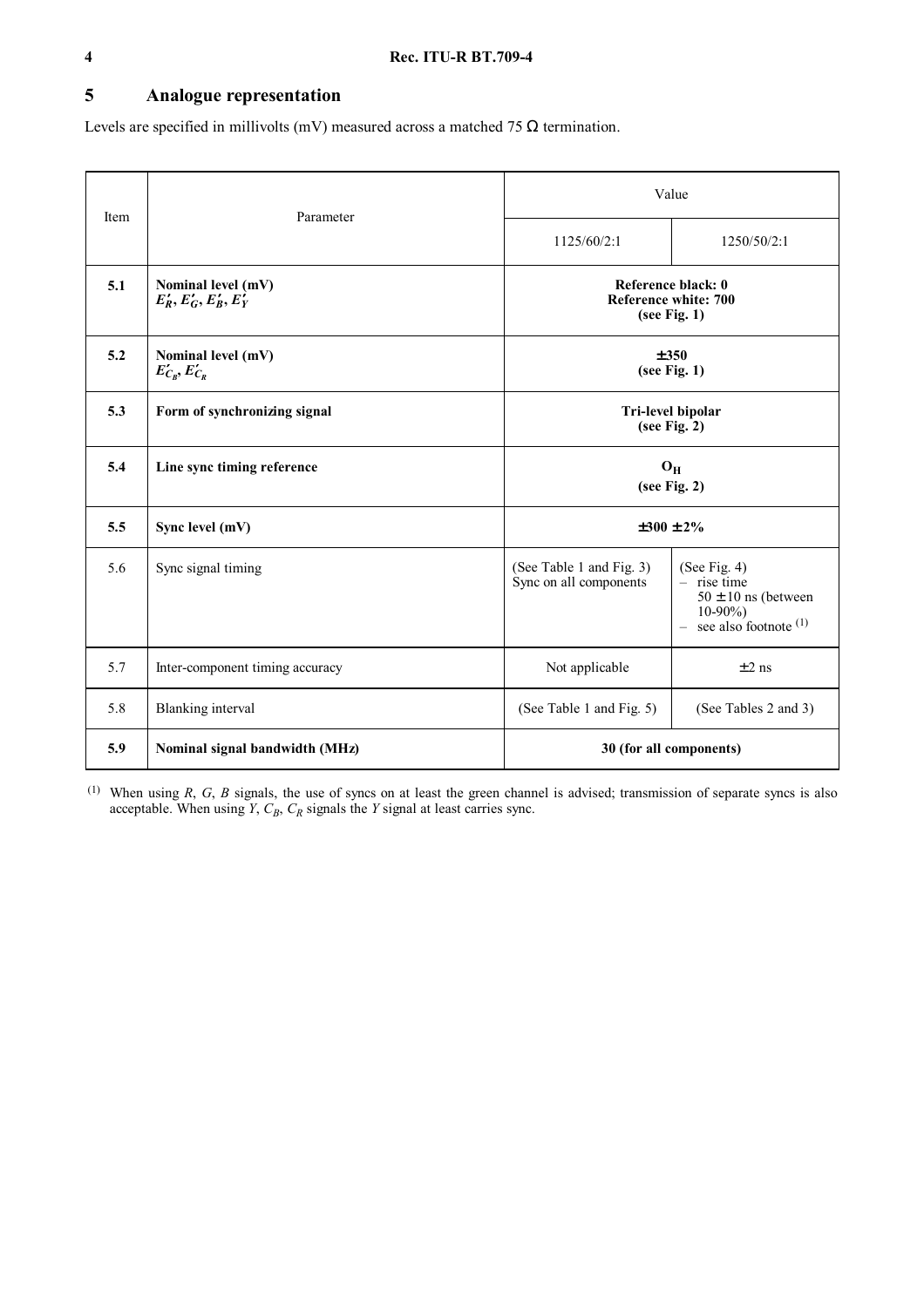## 5 Analogue representation

Levels are specified in millivolts (mV) measured across a matched 75 Ω termination.

| Item | Parameter | Value | |
|---|---|---|---|
| | | 1125/60/2:1 | 1250/50/2:1 |
| **5.1** | **Nominal level (mV)** $E'_R, E'_G, E'_B, E'_Y$ | **Reference black: 0 Reference white: 700 (see Fig. 1)** | |
| **5.2** | **Nominal level (mV)** $E'_{C_B}, E'_{C_R}$ | **±350 (see Fig. 1)** | |
| **5.3** | **Form of synchronizing signal** | **Tri-level bipolar (see Fig. 2)** | |
| **5.4** | **Line sync timing reference** | $\mathbf{O_H}$ **(see Fig. 2)** | |
| **5.5** | **Sync level (mV)** | **±300 ± 2%** | |
| 5.6 | Sync signal timing | (See Table 1 and Fig. 3) Sync on all components | (See Fig. 4) – rise time 50 ± 10 ns (between 10-90%) – see also footnote [(1)] |
| 5.7 | Inter-component timing accuracy | Not applicable | ±2 ns |
| 5.8 | Blanking interval | (See Table 1 and Fig. 5) | (See Tables 2 and 3) |
| **5.9** | **Nominal signal bandwidth (MHz)** | **30 (for all components)** | |

[(1)] When using $R$, $G$, $B$ signals, the use of syncs on at least the green channel is advised; transmission of separate syncs is also acceptable. When using $Y$, $C_B$, $C_R$ signals the $Y$ signal at least carries sync.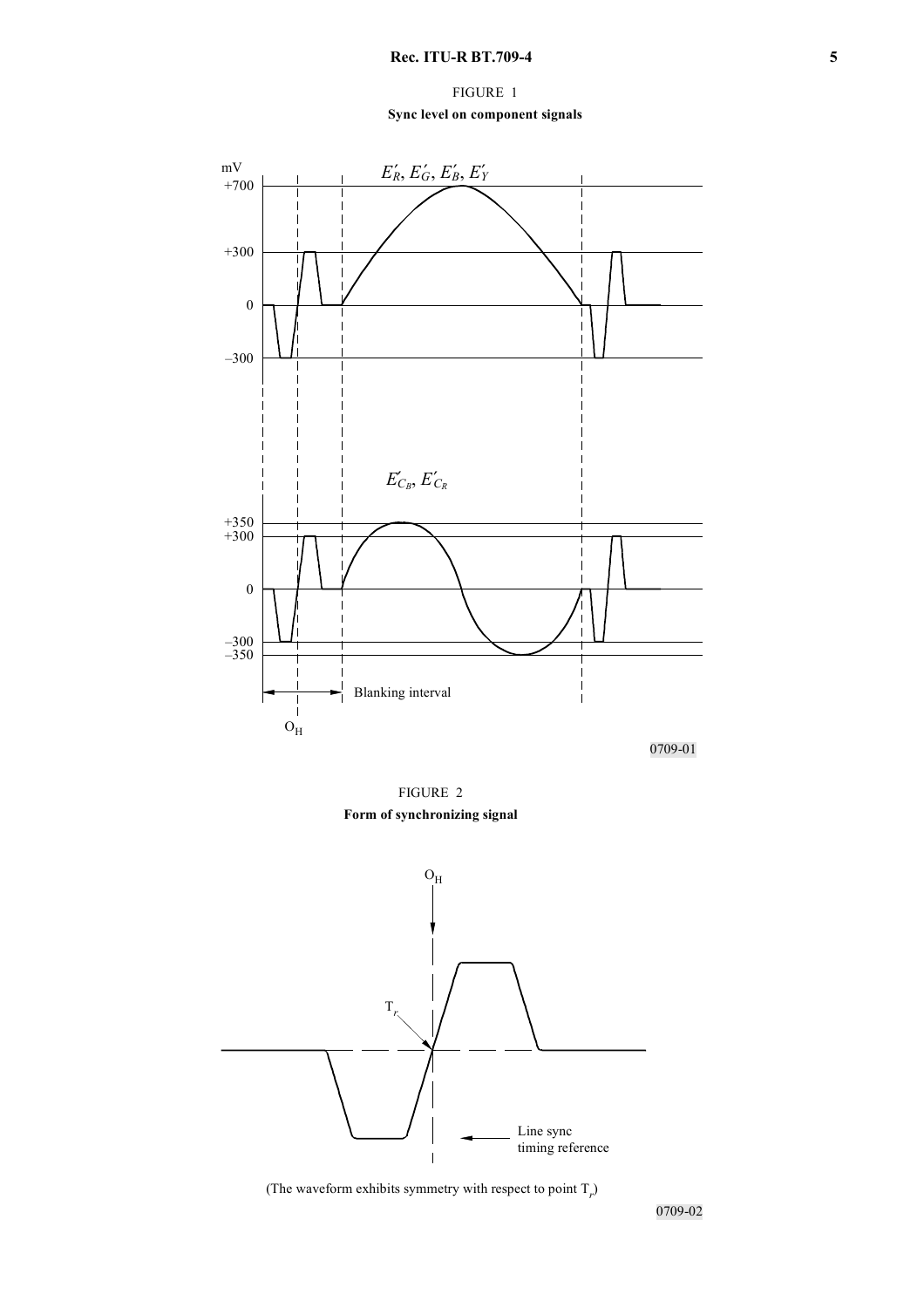FIGURE 1

**Sync level on component signals**

0709-01

FIGURE 2

**Form of synchronizing signal**

(The waveform exhibits symmetry with respect to point $T_r$)

0709-02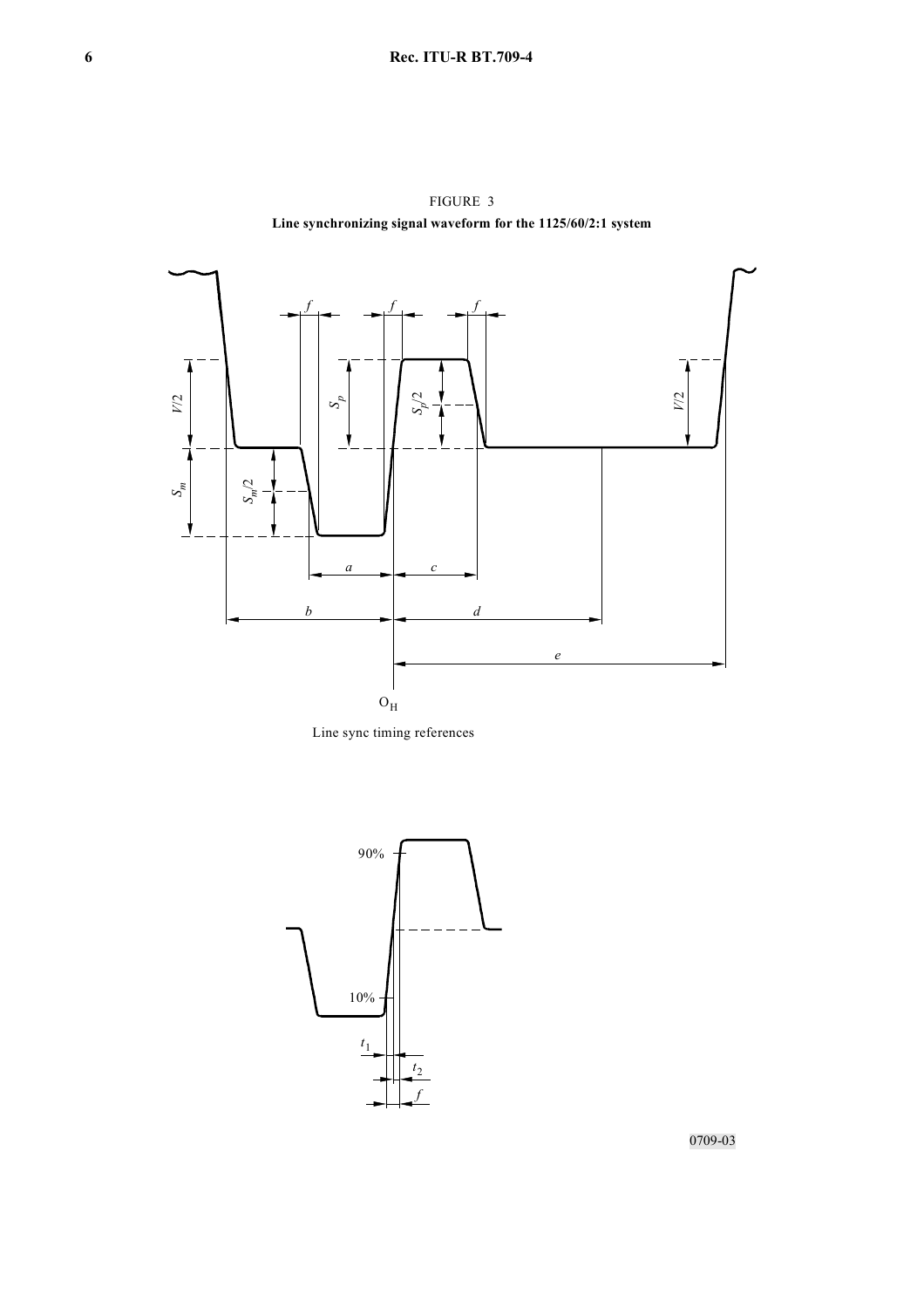FIGURE 3

**Line synchronizing signal waveform for the 1125/60/2:1 system**

Line sync timing references

0709-03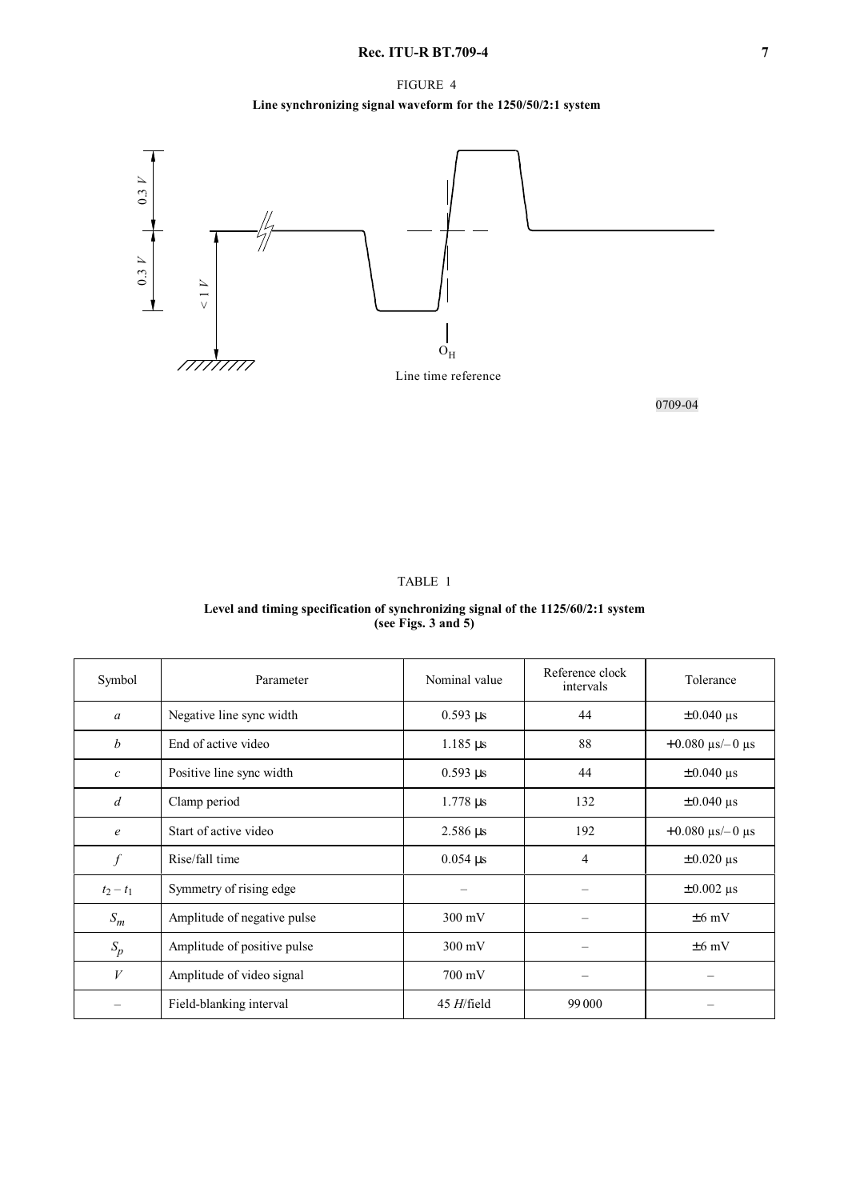FIGURE 4

**Line synchronizing signal waveform for the 1250/50/2:1 system**

0709-04

TABLE 1

**Level and timing specification of synchronizing signal of the 1125/60/2:1 system (see Figs. 3 and 5)**

| Symbol | Parameter | Nominal value | Reference clock intervals | Tolerance |
|---|---|---|---|---|
| $a$ | Negative line sync width | 0.593 µs | 44 | ±0.040 µs |
| $b$ | End of active video | 1.185 µs | 88 | +0.080 µs/– 0 µs |
| $c$ | Positive line sync width | 0.593 µs | 44 | ±0.040 µs |
| $d$ | Clamp period | 1.778 µs | 132 | ±0.040 µs |
| $e$ | Start of active video | 2.586 µs | 192 | +0.080 µs/– 0 µs |
| $f$ | Rise/fall time | 0.054 µs | 4 | ±0.020 µs |
| $t_2 - t_1$ | Symmetry of rising edge | – | – | ±0.002 µs |
| $S_m$ | Amplitude of negative pulse | 300 mV | – | ±6 mV |
| $S_p$ | Amplitude of positive pulse | 300 mV | – | ±6 mV |
| $V$ | Amplitude of video signal | 700 mV | – | – |
| – | Field-blanking interval | 45 $H$/field | 99 000 | – |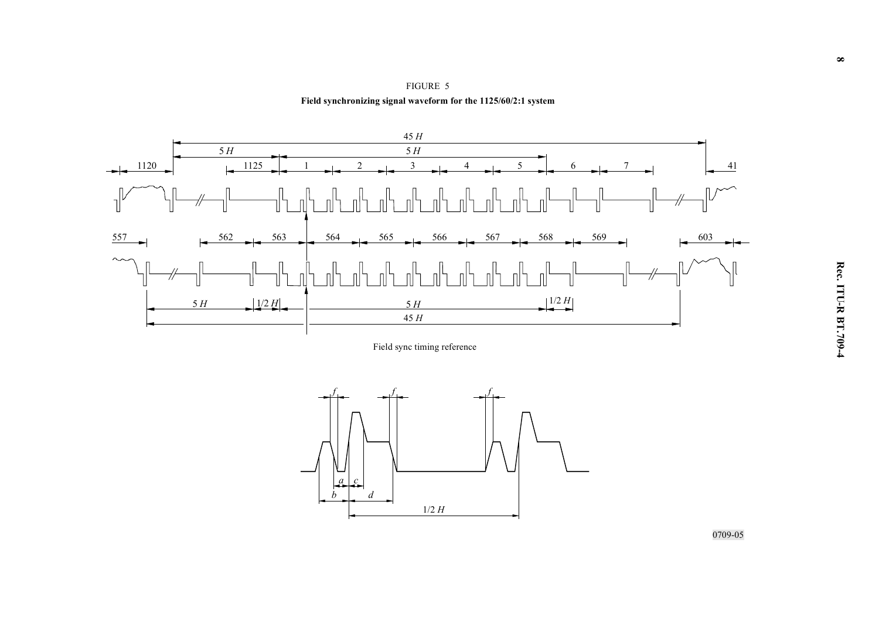FIGURE 5

**Field synchronizing signal waveform for the 1125/60/2:1 system**

Field sync timing reference

0709-05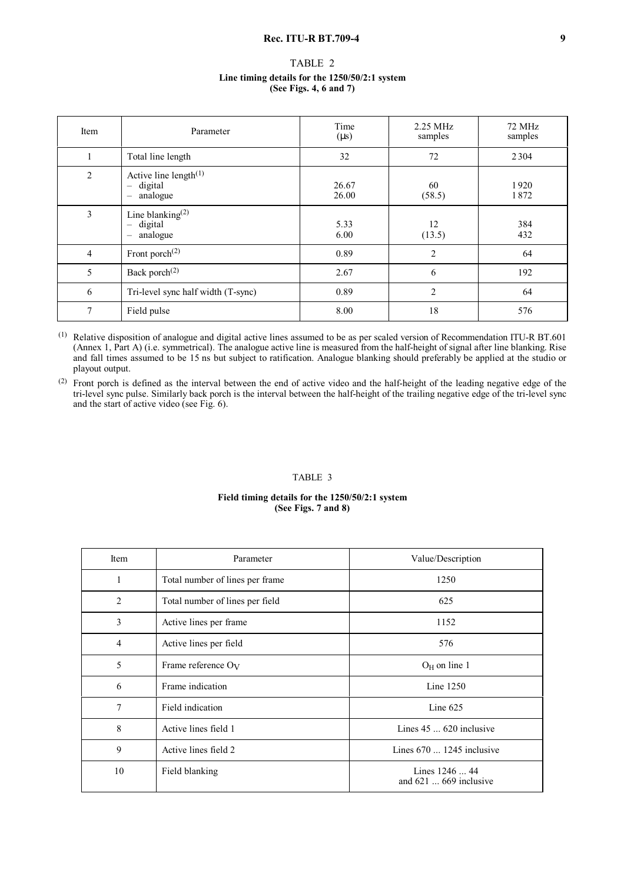TABLE 2

**Line timing details for the 1250/50/2:1 system**
**(See Figs. 4, 6 and 7)**

| Item | Parameter | Time (μs) | 2.25 MHz samples | 72 MHz samples |
|---|---|---|---|---|
| 1 | Total line length | 32 | 72 | 2 304 |
| 2 | Active line length(1)<br>– digital<br>– analogue | <br>26.67<br>26.00 | <br>60<br>(58.5) | <br>1 920<br>1 872 |
| 3 | Line blanking(2)<br>– digital<br>– analogue | <br>5.33<br>6.00 | <br>12<br>(13.5) | <br>384<br>432 |
| 4 | Front porch(2) | 0.89 | 2 | 64 |
| 5 | Back porch(2) | 2.67 | 6 | 192 |
| 6 | Tri-level sync half width (T-sync) | 0.89 | 2 | 64 |
| 7 | Field pulse | 8.00 | 18 | 576 |

(1) Relative disposition of analogue and digital active lines assumed to be as per scaled version of Recommendation ITU-R BT.601 (Annex 1, Part A) (i.e. symmetrical). The analogue active line is measured from the half-height of signal after line blanking. Rise and fall times assumed to be 15 ns but subject to ratification. Analogue blanking should preferably be applied at the studio or playout output.

(2) Front porch is defined as the interval between the end of active video and the half-height of the leading negative edge of the tri-level sync pulse. Similarly back porch is the interval between the half-height of the trailing negative edge of the tri-level sync and the start of active video (see Fig. 6).

TABLE 3

**Field timing details for the 1250/50/2:1 system**
**(See Figs. 7 and 8)**

| Item | Parameter | Value/Description |
|---|---|---|
| 1 | Total number of lines per frame | 1250 |
| 2 | Total number of lines per field | 625 |
| 3 | Active lines per frame | 1152 |
| 4 | Active lines per field | 576 |
| 5 | Frame reference $O_V$ | $O_H$ on line 1 |
| 6 | Frame indication | Line 1250 |
| 7 | Field indication | Line 625 |
| 8 | Active lines field 1 | Lines 45 ... 620 inclusive |
| 9 | Active lines field 2 | Lines 670 ... 1245 inclusive |
| 10 | Field blanking | Lines 1246 ... 44<br>and 621 ... 669 inclusive |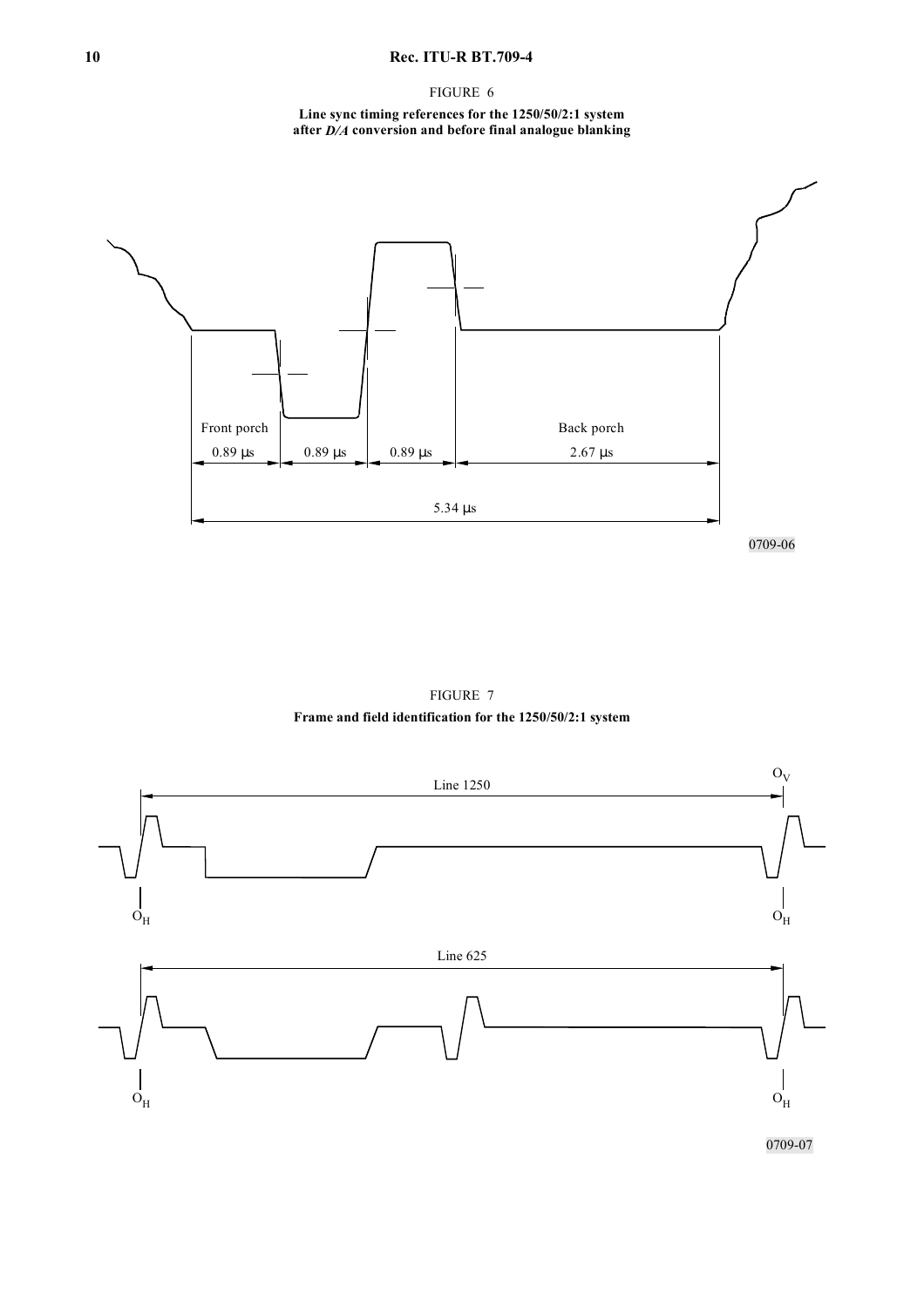FIGURE 6

**Line sync timing references for the 1250/50/2:1 system after *D/A* conversion and before final analogue blanking**

Front porch | Back porch

0.89 μs | 0.89 μs | 0.89 μs | 2.67 μs

5.34 μs

0709-06

FIGURE 7

**Frame and field identification for the 1250/50/2:1 system**

Line 1250

$O_V$

$O_H$ $O_H$

Line 625

$O_H$ $O_H$

0709-07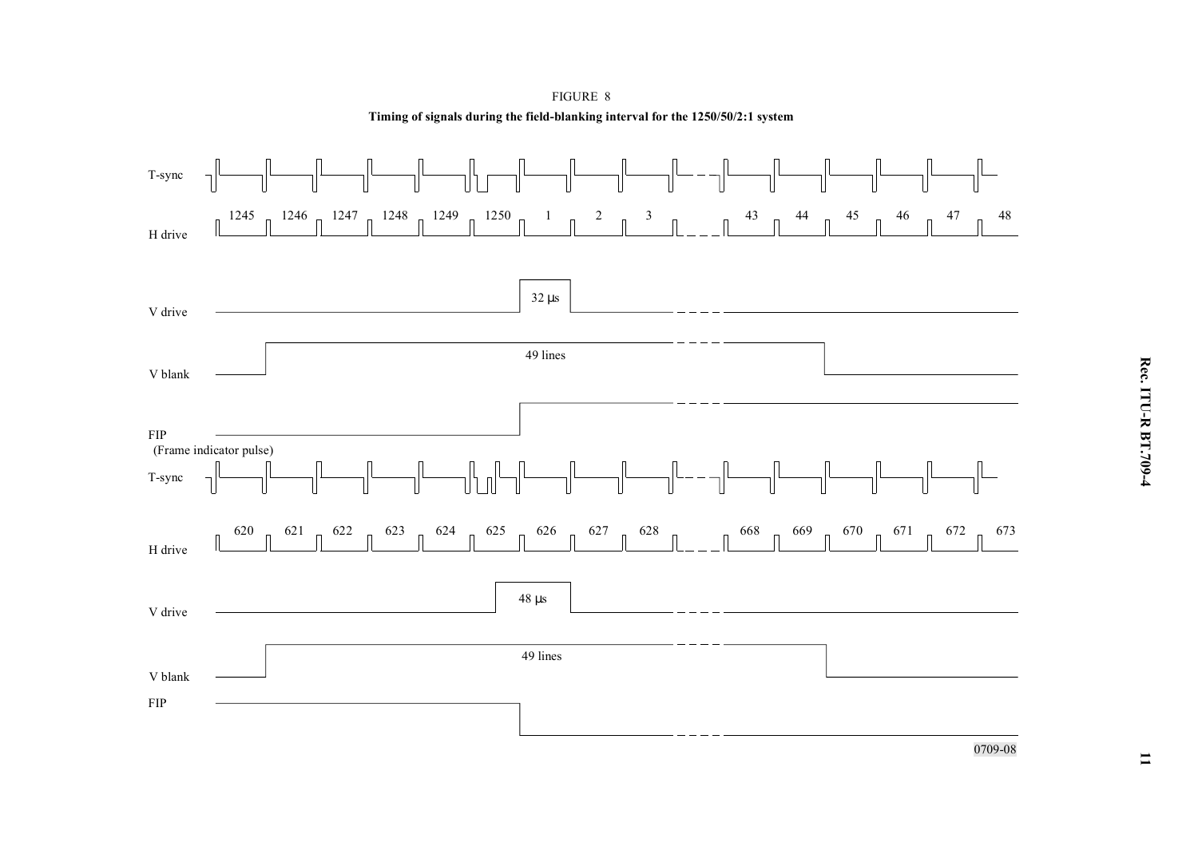FIGURE 8

**Timing of signals during the field-blanking interval for the 1250/50/2:1 system**

T-sync

H drive: 1245, 1246, 1247, 1248, 1249, 1250, 1, 2, 3, 43, 44, 45, 46, 47, 48

V drive: 32 μs

V blank: 49 lines

FIP (Frame indicator pulse)

T-sync

H drive: 620, 621, 622, 623, 624, 625, 626, 627, 628, 668, 669, 670, 671, 672, 673

V drive: 48 μs

V blank: 49 lines

FIP

0709-08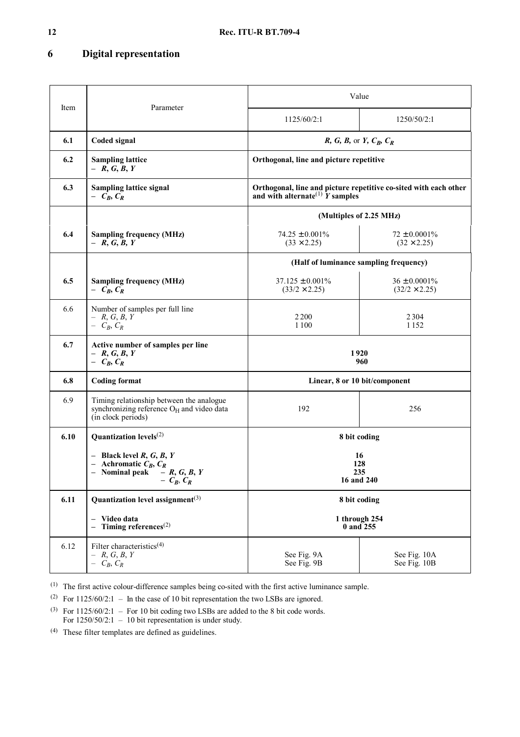## 6 Digital representation

| Item | Parameter | Value | |
|---|---|---|---|
| | | 1125/60/2:1 | 1250/50/2:1 |
| **6.1** | **Coded signal** | ***R*, *G*, *B*, or *Y*, $C_B$, $C_R$** | |
| **6.2** | **Sampling lattice**<br>– ***R*, *G*, *B*, *Y*** | **Orthogonal, line and picture repetitive** | |
| **6.3** | **Sampling lattice signal**<br>– **$C_B$, $C_R$** | **Orthogonal, line and picture repetitive co-sited with each other and with alternate(1) *Y* samples** | |
| | | **(Multiples of 2.25 MHz)** | |
| **6.4** | **Sampling frequency (MHz)**<br>– ***R*, *G*, *B*, *Y*** | 74.25 ± 0.001%<br>(33 × 2.25) | 72 ± 0.0001%<br>(32 × 2.25) |
| | | **(Half of luminance sampling frequency)** | |
| **6.5** | **Sampling frequency (MHz)**<br>– **$C_B$, $C_R$** | 37.125 ± 0.001%<br>(33/2 × 2.25) | 36 ± 0.0001%<br>(32/2 × 2.25) |
| 6.6 | Number of samples per full line<br>– *R*, *G*, *B*, *Y*<br>– $C_B$, $C_R$ | 2 200<br>1 100 | 2 304<br>1 152 |
| **6.7** | **Active number of samples per line**<br>– ***R*, *G*, *B*, *Y***<br>– **$C_B$, $C_R$** | **1 920**<br>**960** | |
| **6.8** | **Coding format** | **Linear, 8 or 10 bit/component** | |
| 6.9 | Timing relationship between the analogue synchronizing reference $O_H$ and video data (in clock periods) | 192 | 256 |
| **6.10** | **Quantization levels(2)**<br><br>– **Black level *R*, *G*, *B*, *Y***<br>– **Achromatic $C_B$, $C_R$**<br>– **Nominal peak – *R*, *G*, *B*, *Y***<br>**– $C_B$, $C_R$** | **8 bit coding**<br><br>**16**<br>**128**<br>**235**<br>**16 and 240** | |
| **6.11** | **Quantization level assignment(3)**<br><br>– **Video data**<br>– **Timing references(2)** | **8 bit coding**<br><br>**1 through 254**<br>**0 and 255** | |
| 6.12 | Filter characteristics(4)<br>– *R*, *G*, *B*, *Y*<br>– $C_B$, $C_R$ | See Fig. 9A<br>See Fig. 9B | See Fig. 10A<br>See Fig. 10B |

(1) The first active colour-difference samples being co-sited with the first active luminance sample.

(2) For 1125/60/2:1 – In the case of 10 bit representation the two LSBs are ignored.

(3) For 1125/60/2:1 – For 10 bit coding two LSBs are added to the 8 bit code words.
For 1250/50/2:1 – 10 bit representation is under study.

(4) These filter templates are defined as guidelines.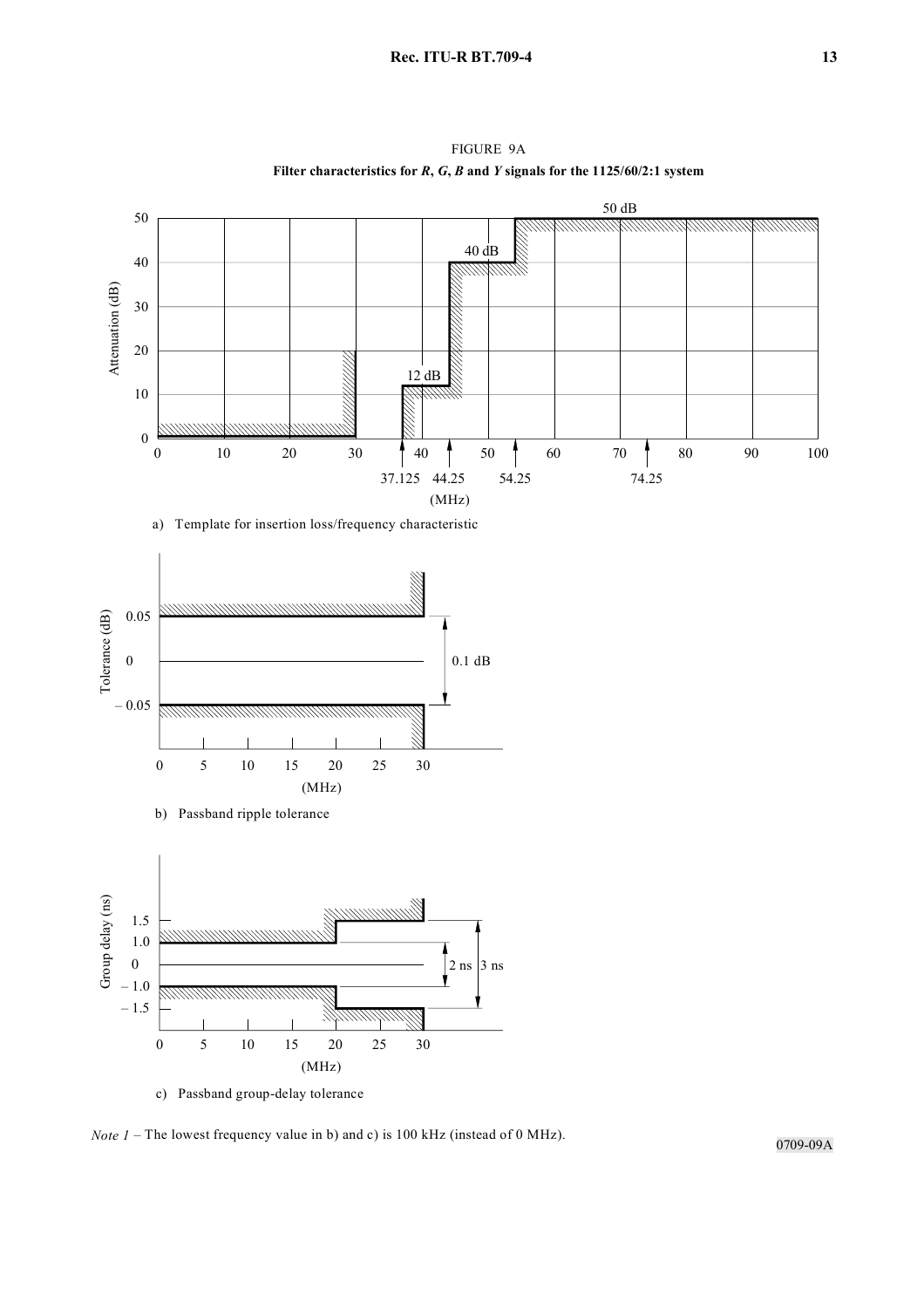FIGURE 9A

**Filter characteristics for *R*, *G*, *B* and *Y* signals for the 1125/60/2:1 system**

a) Template for insertion loss/frequency characteristic

b) Passband ripple tolerance

c) Passband group-delay tolerance

*Note 1* – The lowest frequency value in b) and c) is 100 kHz (instead of 0 MHz).

0709-09A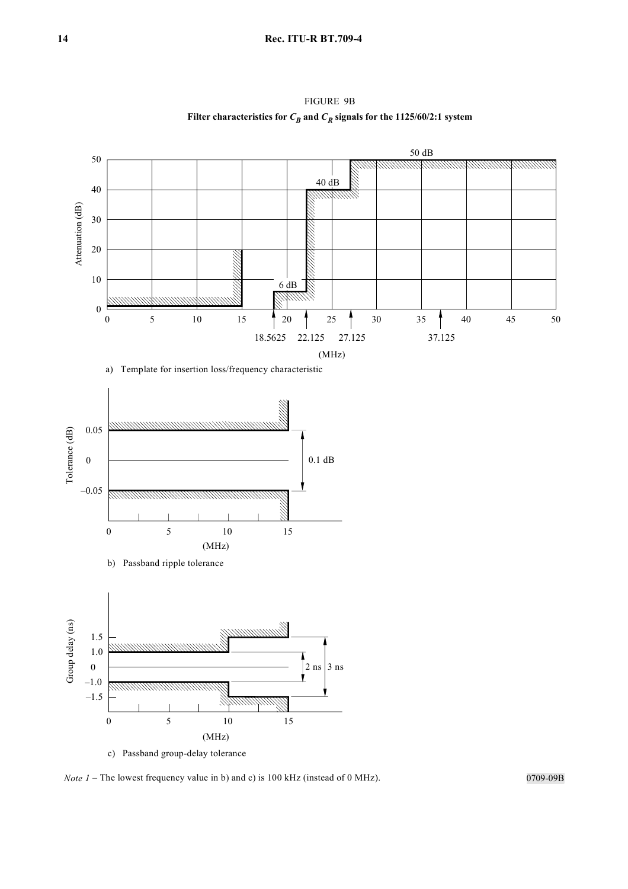FIGURE 9B

**Filter characteristics for $C_B$ and $C_R$ signals for the 1125/60/2:1 system**

a) Template for insertion loss/frequency characteristic

b) Passband ripple tolerance

c) Passband group-delay tolerance

*Note 1* – The lowest frequency value in b) and c) is 100 kHz (instead of 0 MHz).

0709-09B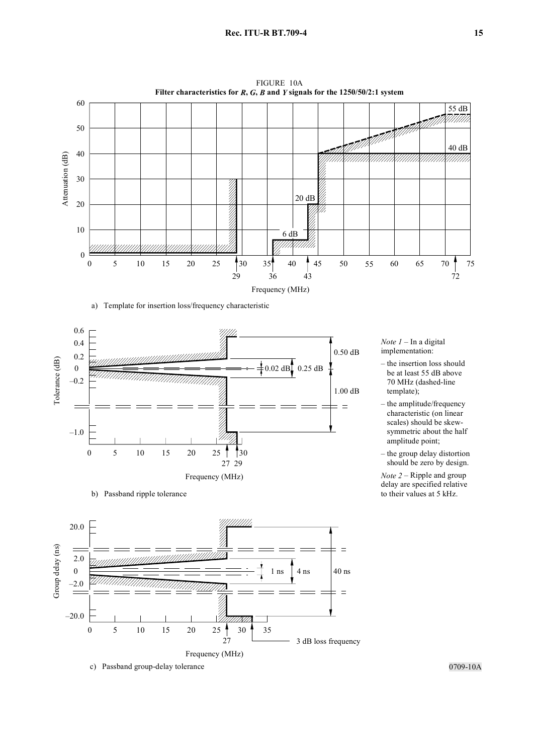FIGURE 10A

**Filter characteristics for *R*, *G*, *B* and *Y* signals for the 1250/50/2:1 system**

a) Template for insertion loss/frequency characteristic

b) Passband ripple tolerance

c) Passband group-delay tolerance

*Note 1* – In a digital implementation:

– the insertion loss should be at least 55 dB above 70 MHz (dashed-line template);

– the amplitude/frequency characteristic (on linear scales) should be skew-symmetric about the half amplitude point;

– the group delay distortion should be zero by design.

*Note 2* – Ripple and group delay are specified relative to their values at 5 kHz.

0709-10A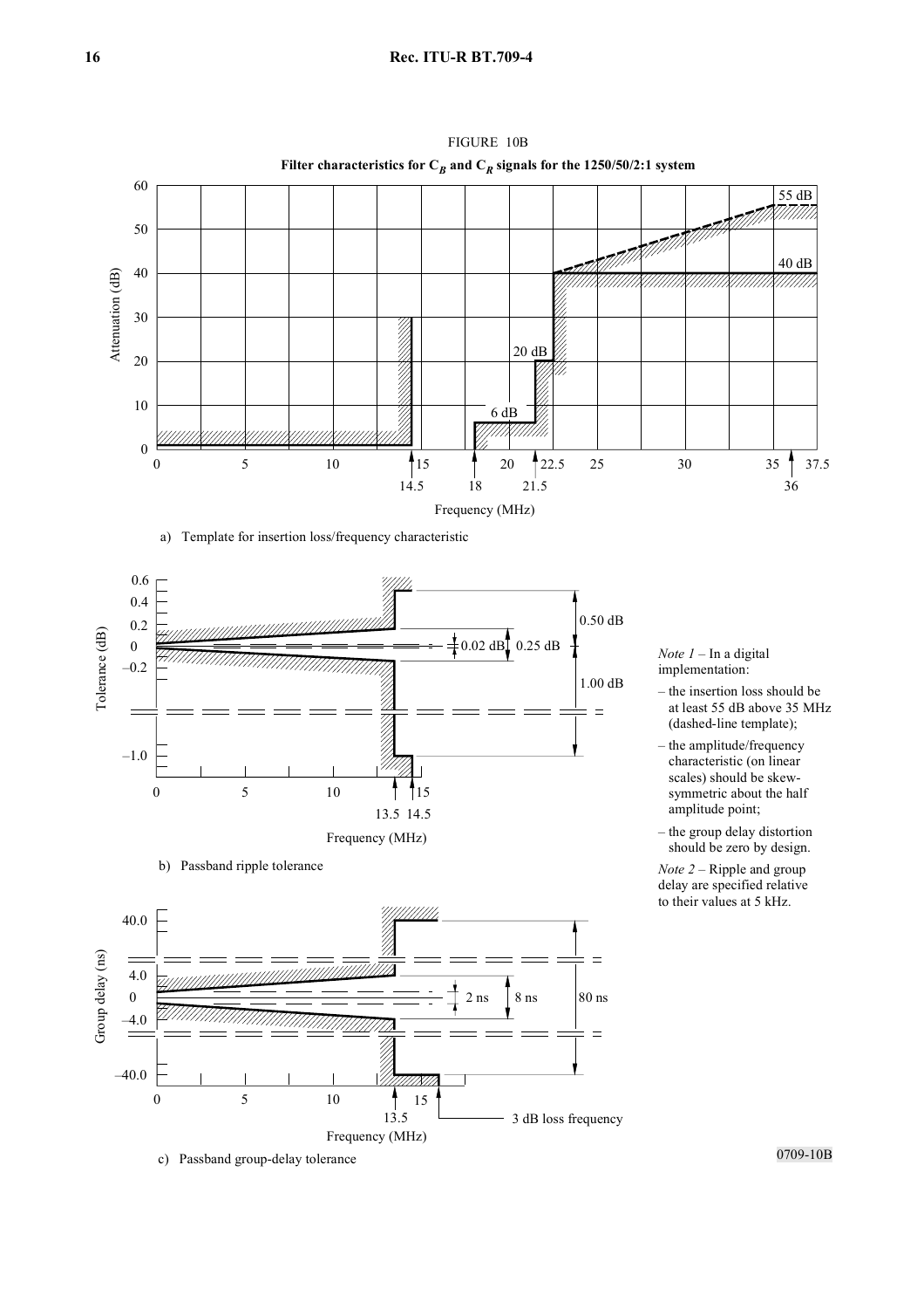FIGURE 10B

**Filter characteristics for $C_B$ and $C_R$ signals for the 1250/50/2:1 system**

a) Template for insertion loss/frequency characteristic

b) Passband ripple tolerance

c) Passband group-delay tolerance

*Note 1* – In a digital implementation:

– the insertion loss should be at least 55 dB above 35 MHz (dashed-line template);

– the amplitude/frequency characteristic (on linear scales) should be skew-symmetric about the half amplitude point;

– the group delay distortion should be zero by design.

*Note 2* – Ripple and group delay are specified relative to their values at 5 kHz.

0709-10B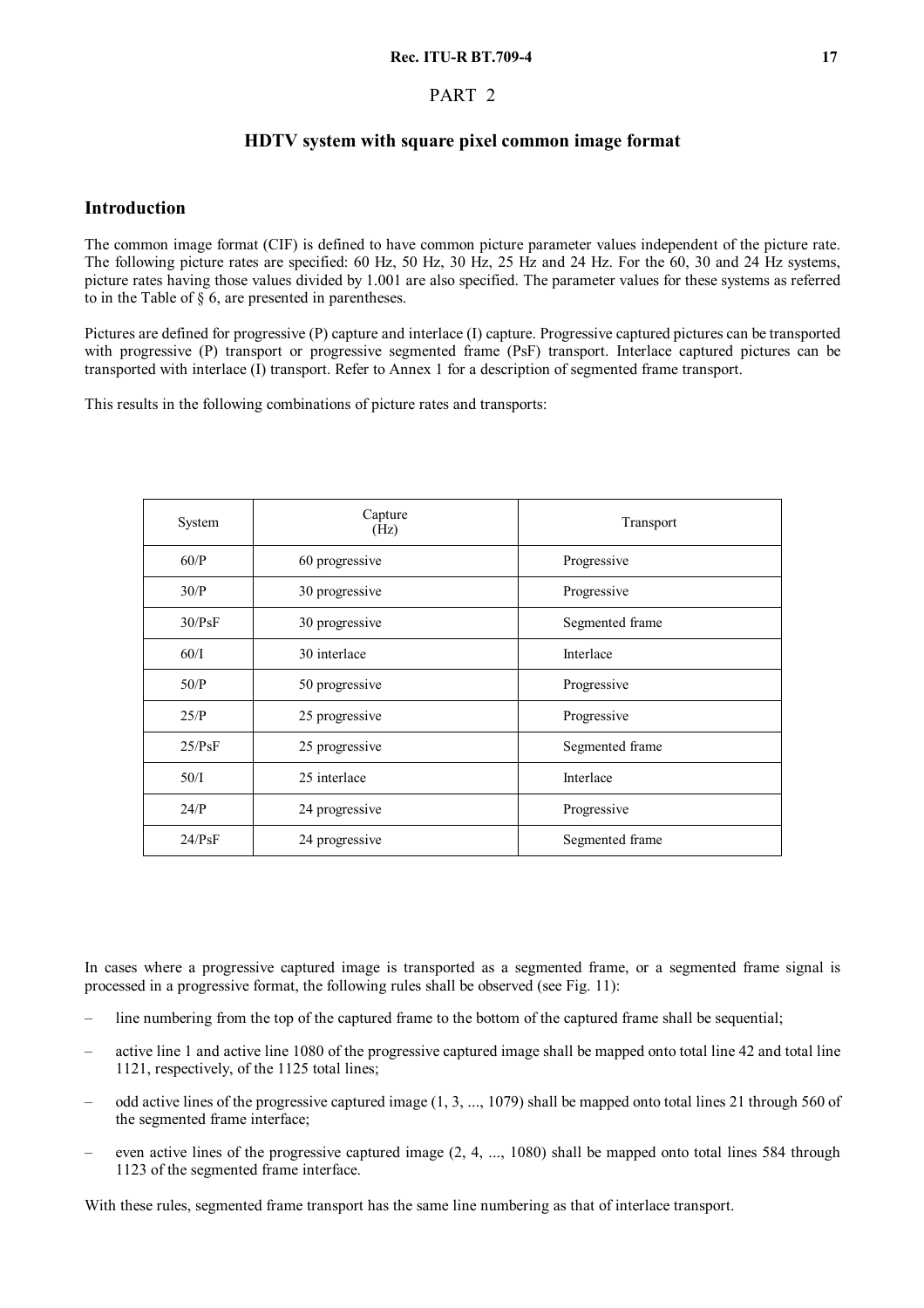# PART 2

## HDTV system with square pixel common image format

### Introduction

The common image format (CIF) is defined to have common picture parameter values independent of the picture rate. The following picture rates are specified: 60 Hz, 50 Hz, 30 Hz, 25 Hz and 24 Hz. For the 60, 30 and 24 Hz systems, picture rates having those values divided by 1.001 are also specified. The parameter values for these systems as referred to in the Table of § 6, are presented in parentheses.

Pictures are defined for progressive (P) capture and interlace (I) capture. Progressive captured pictures can be transported with progressive (P) transport or progressive segmented frame (PsF) transport. Interlace captured pictures can be transported with interlace (I) transport. Refer to Annex 1 for a description of segmented frame transport.

This results in the following combinations of picture rates and transports:

| System | Capture (Hz) | Transport |
|---|---|---|
| 60/P | 60 progressive | Progressive |
| 30/P | 30 progressive | Progressive |
| 30/PsF | 30 progressive | Segmented frame |
| 60/I | 30 interlace | Interlace |
| 50/P | 50 progressive | Progressive |
| 25/P | 25 progressive | Progressive |
| 25/PsF | 25 progressive | Segmented frame |
| 50/I | 25 interlace | Interlace |
| 24/P | 24 progressive | Progressive |
| 24/PsF | 24 progressive | Segmented frame |

In cases where a progressive captured image is transported as a segmented frame, or a segmented frame signal is processed in a progressive format, the following rules shall be observed (see Fig. 11):

- line numbering from the top of the captured frame to the bottom of the captured frame shall be sequential;
- active line 1 and active line 1080 of the progressive captured image shall be mapped onto total line 42 and total line 1121, respectively, of the 1125 total lines;
- odd active lines of the progressive captured image (1, 3, ..., 1079) shall be mapped onto total lines 21 through 560 of the segmented frame interface;
- even active lines of the progressive captured image (2, 4, ..., 1080) shall be mapped onto total lines 584 through 1123 of the segmented frame interface.

With these rules, segmented frame transport has the same line numbering as that of interlace transport.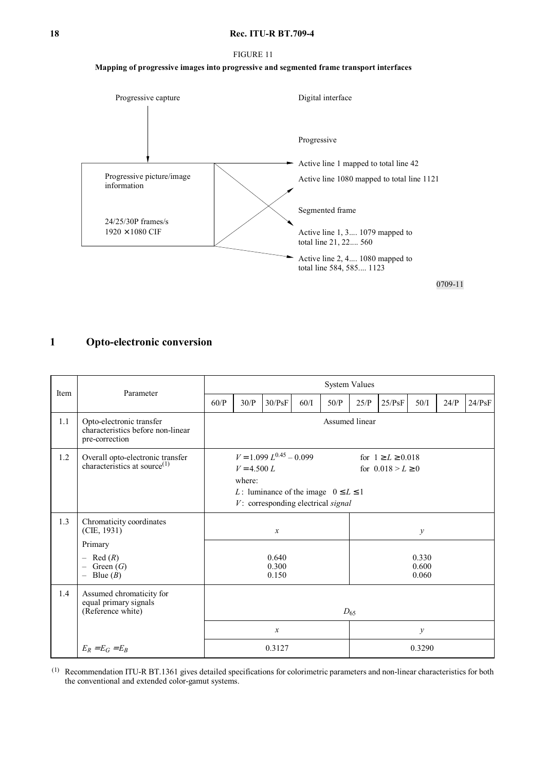FIGURE 11

**Mapping of progressive images into progressive and segmented frame transport interfaces**

Progressive capture

Progressive picture/image information

24/25/30P frames/s
1920 × 1080 CIF

Digital interface

Progressive

Active line 1 mapped to total line 42

Active line 1080 mapped to total line 1121

Segmented frame

Active line 1, 3.... 1079 mapped to total line 21, 22.... 560

Active line 2, 4.... 1080 mapped to total line 584, 585.... 1123

0709-11

## 1 Opto-electronic conversion

| Item | Parameter | System Values | | | | | | | | | |
|---|---|---|---|---|---|---|---|---|---|---|---|
| | | 60/P | 30/P | 30/PsF | 60/I | 50/P | 25/P | 25/PsF | 50/I | 24/P | 24/PsF |
| 1.1 | Opto-electronic transfer characteristics before non-linear pre-correction | Assumed linear | | | | | | | | | |
| 1.2 | Overall opto-electronic transfer characteristics at source(1) | $V = 1.099\, L^{0.45} - 0.099$ for $1 \geq L \geq 0.018$<br>$V = 4.500\, L$ for $0.018 > L \geq 0$<br>where:<br>$L$: luminance of the image $0 \leq L \leq 1$<br>$V$: corresponding electrical *signal* | | | | | | | | | |
| 1.3 | Chromaticity coordinates (CIE, 1931) | $x$ | | | | | $y$ | | | | |
| | Primary<br>– Red ($R$)<br>– Green ($G$)<br>– Blue ($B$) | 0.640<br>0.300<br>0.150 | | | | | 0.330<br>0.600<br>0.060 | | | | |
| 1.4 | Assumed chromaticity for equal primary signals (Reference white) | $D_{65}$ | | | | | | | | | |
| | | $x$ | | | | | $y$ | | | | |
| | $E_R = E_G = E_B$ | 0.3127 | | | | | 0.3290 | | | | |

(1) Recommendation ITU-R BT.1361 gives detailed specifications for colorimetric parameters and non-linear characteristics for both the conventional and extended color-gamut systems.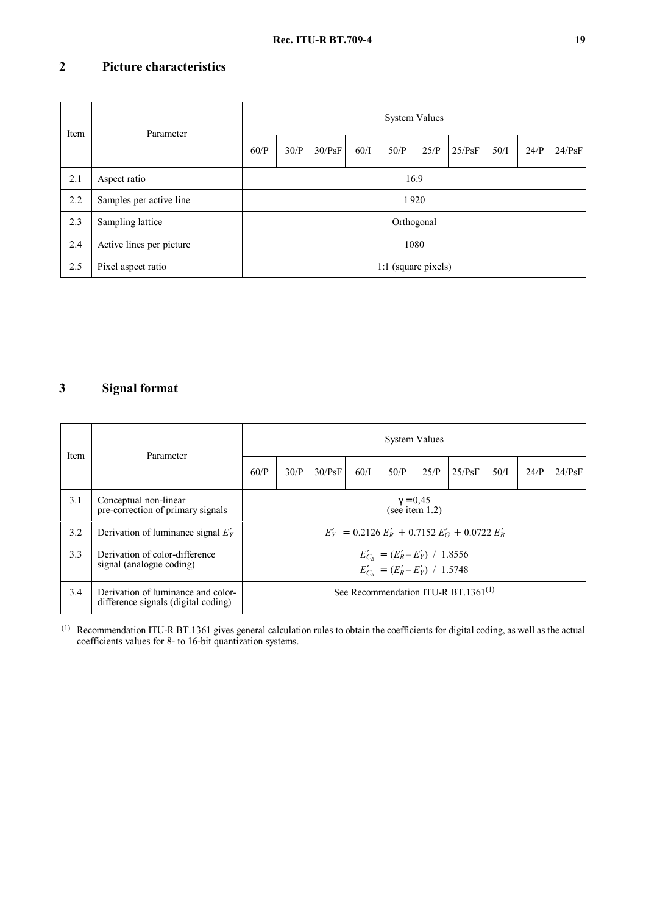## 2 Picture characteristics

| Item | Parameter | System Values | | | | | | | | | |
|---|---|---|---|---|---|---|---|---|---|---|---|
| | | 60/P | 30/P | 30/PsF | 60/I | 50/P | 25/P | 25/PsF | 50/I | 24/P | 24/PsF |
| 2.1 | Aspect ratio | 16:9 | | | | | | | | | |
| 2.2 | Samples per active line | 1 920 | | | | | | | | | |
| 2.3 | Sampling lattice | Orthogonal | | | | | | | | | |
| 2.4 | Active lines per picture | 1080 | | | | | | | | | |
| 2.5 | Pixel aspect ratio | 1:1 (square pixels) | | | | | | | | | |

## 3 Signal format

| Item | Parameter | System Values | | | | | | | | | |
|---|---|---|---|---|---|---|---|---|---|---|---|
| | | 60/P | 30/P | 30/PsF | 60/I | 50/P | 25/P | 25/PsF | 50/I | 24/P | 24/PsF |
| 3.1 | Conceptual non-linear pre-correction of primary signals | $\gamma = 0{,}45$ (see item 1.2) | | | | | | | | | |
| 3.2 | Derivation of luminance signal $E'_Y$ | $E'_Y = 0.2126\,E'_R + 0.7152\,E'_G + 0.0722\,E'_B$ | | | | | | | | | |
| 3.3 | Derivation of color-difference signal (analogue coding) | $E'_{C_B} = (E'_B - E'_Y)\ /\ 1.8556$ <br> $E'_{C_R} = (E'_R - E'_Y)\ /\ 1.5748$ | | | | | | | | | |
| 3.4 | Derivation of luminance and color-difference signals (digital coding) | See Recommendation ITU-R BT.1361[1] | | | | | | | | | |

[1] Recommendation ITU-R BT.1361 gives general calculation rules to obtain the coefficients for digital coding, as well as the actual coefficients values for 8- to 16-bit quantization systems.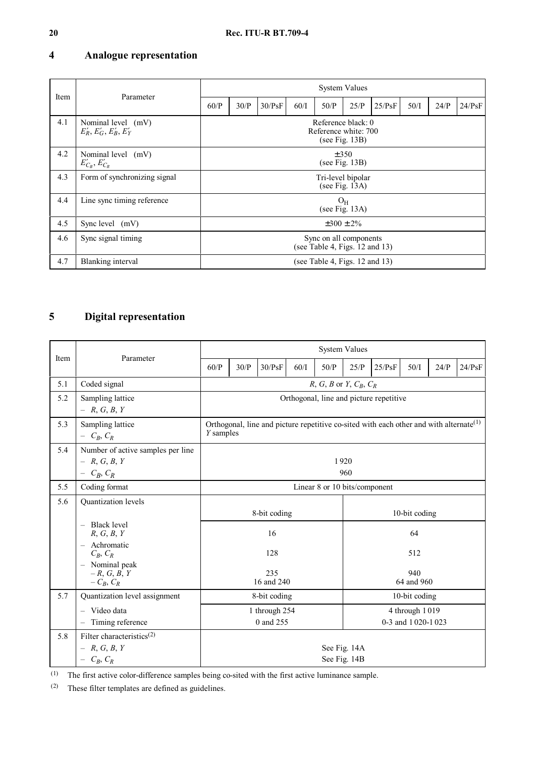## 4 Analogue representation

| Item | Parameter | System Values | | | | | | | | | |
|---|---|---|---|---|---|---|---|---|---|---|---|
| | | 60/P | 30/P | 30/PsF | 60/I | 50/P | 25/P | 25/PsF | 50/I | 24/P | 24/PsF |
| 4.1 | Nominal level (mV) $E'_R, E'_G, E'_B, E'_Y$ | Reference black: 0<br>Reference white: 700<br>(see Fig. 13B) | | | | | | | | | |
| 4.2 | Nominal level (mV) $E'_{C_B}, E'_{C_R}$ | ±350<br>(see Fig. 13B) | | | | | | | | | |
| 4.3 | Form of synchronizing signal | Tri-level bipolar<br>(see Fig. 13A) | | | | | | | | | |
| 4.4 | Line sync timing reference | $O_H$<br>(see Fig. 13A) | | | | | | | | | |
| 4.5 | Sync level (mV) | ±300 ± 2% | | | | | | | | | |
| 4.6 | Sync signal timing | Sync on all components<br>(see Table 4, Figs. 12 and 13) | | | | | | | | | |
| 4.7 | Blanking interval | (see Table 4, Figs. 12 and 13) | | | | | | | | | |

## 5 Digital representation

| Item | Parameter | System Values | | | | | | | | | |
|---|---|---|---|---|---|---|---|---|---|---|---|
| | | 60/P | 30/P | 30/PsF | 60/I | 50/P | 25/P | 25/PsF | 50/I | 24/P | 24/PsF |
| 5.1 | Coded signal | $R$, $G$, $B$ or $Y$, $C_B$, $C_R$ | | | | | | | | | |
| 5.2 | Sampling lattice<br>– $R$, $G$, $B$, $Y$ | Orthogonal, line and picture repetitive | | | | | | | | | |
| 5.3 | Sampling lattice<br>– $C_B$, $C_R$ | Orthogonal, line and picture repetitive co-sited with each other and with alternate[(1)] $Y$ samples | | | | | | | | | |
| 5.4 | Number of active samples per line<br>– $R$, $G$, $B$, $Y$<br>– $C_B$, $C_R$ | <br>1 920<br>960 | | | | | | | | | |
| 5.5 | Coding format | Linear 8 or 10 bits/component | | | | | | | | | |
| 5.6 | Quantization levels | 8-bit coding | | | | | 10-bit coding | | | | |
| | – Black level<br>$R$, $G$, $B$, $Y$ | 16 | | | | | 64 | | | | |
| | – Achromatic<br>$C_B$, $C_R$ | 128 | | | | | 512 | | | | |
| | – Nominal peak<br>– $R$, $G$, $B$, $Y$<br>– $C_B$, $C_R$ | 235<br>16 and 240 | | | | | 940<br>64 and 960 | | | | |
| 5.7 | Quantization level assignment | 8-bit coding | | | | | 10-bit coding | | | | |
| | – Video data<br>– Timing reference | 1 through 254<br>0 and 255 | | | | | 4 through 1 019<br>0-3 and 1 020-1 023 | | | | |
| 5.8 | Filter characteristics[(2)]<br>– $R$, $G$, $B$, $Y$<br>– $C_B$, $C_R$ | <br>See Fig. 14A<br>See Fig. 14B | | | | | | | | | |

(1) The first active color-difference samples being co-sited with the first active luminance sample.

(2) These filter templates are defined as guidelines.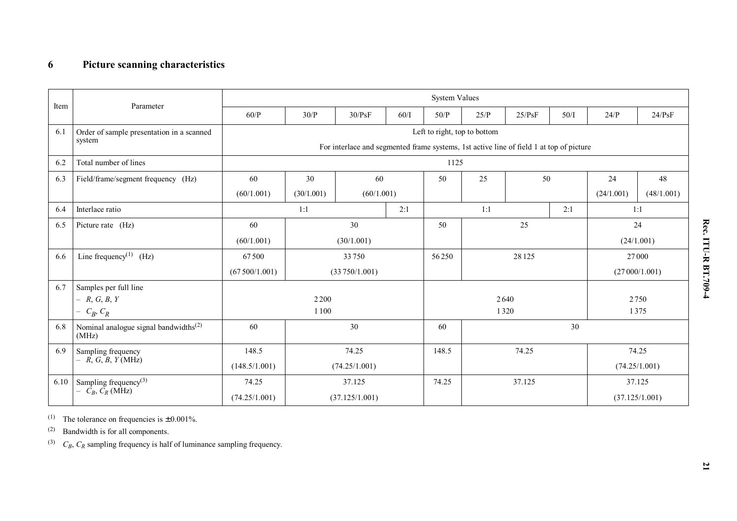## 6 Picture scanning characteristics

| Item | Parameter | System Values | | | | | | | | | |
|---|---|---|---|---|---|---|---|---|---|---|---|
| | | 60/P | 30/P | 30/PsF | 60/I | 50/P | 25/P | 25/PsF | 50/I | 24/P | 24/PsF |
| 6.1 | Order of sample presentation in a scanned system | Left to right, top to bottom<br>For interlace and segmented frame systems, 1st active line of field 1 at top of picture | | | | | | | | | |
| 6.2 | Total number of lines | 1125 | | | | | | | | | |
| 6.3 | Field/frame/segment frequency (Hz) | 60<br>(60/1.001) | 30<br>(30/1.001) | 60<br>(60/1.001) | | 50 | 25 | 50 | | 24<br>(24/1.001) | 48<br>(48/1.001) |
| 6.4 | Interlace ratio | 1:1 | | | 2:1 | 1:1 | | | 2:1 | 1:1 | |
| 6.5 | Picture rate (Hz) | 60<br>(60/1.001) | 30<br>(30/1.001) | | | 50 | 25 | | | 24<br>(24/1.001) | |
| 6.6 | Line frequency[(1)] (Hz) | 67 500<br>(67 500/1.001) | 33 750<br>(33 750/1.001) | | | 56 250 | 28 125 | | | 27 000<br>(27 000/1.001) | |
| 6.7 | Samples per full line<br>– $R$, $G$, $B$, $Y$<br>– $C_B$, $C_R$ | 2 200<br>1 100 | | | | 2 640<br>1 320 | | | | 2 750<br>1 375 | |
| 6.8 | Nominal analogue signal bandwidths[(2)] (MHz) | 60 | 30 | | | 60 | 30 | | | | |
| 6.9 | Sampling frequency<br>– $R$, $G$, $B$, $Y$ (MHz) | 148.5<br>(148.5/1.001) | 74.25<br>(74.25/1.001) | | | 148.5 | 74.25 | | | 74.25<br>(74.25/1.001) | |
| 6.10 | Sampling frequency[(3)]<br>– $C_B$, $C_R$ (MHz) | 74.25<br>(74.25/1.001) | 37.125<br>(37.125/1.001) | | | 74.25 | 37.125 | | | 37.125<br>(37.125/1.001) | |

(1) The tolerance on frequencies is ± 0.001%.

(2) Bandwidth is for all components.

(3) $C_B$, $C_R$ sampling frequency is half of luminance sampling frequency.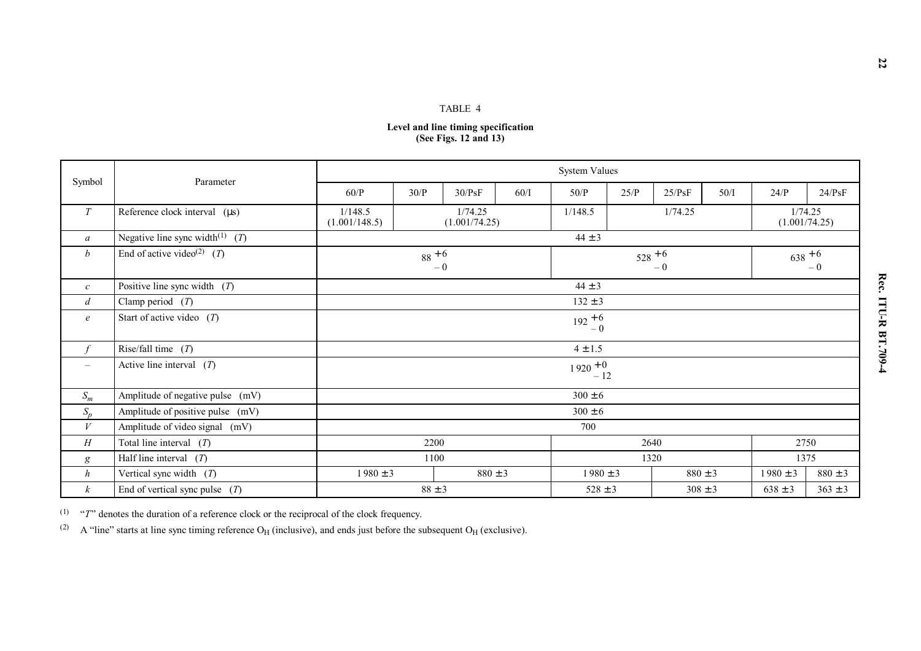TABLE 4

**Level and line timing specification**
**(See Figs. 12 and 13)**

| Symbol | Parameter | System Values | | | | | | | | | |
|---|---|---|---|---|---|---|---|---|---|---|---|
| | | 60/P | 30/P | 30/PsF | 60/I | 50/P | 25/P | 25/PsF | 50/I | 24/P | 24/PsF |
| $T$ | Reference clock interval (μs) | 1/148.5 (1.001/148.5) | 1/74.25 (1.001/74.25) | | | 1/148.5 | 1/74.25 | | | 1/74.25 (1.001/74.25) | |
| $a$ | Negative line sync width[(1)] ($T$) | 44 ± 3 | | | | | | | | | |
| $b$ | End of active video[(2)] ($T$) | $88\ {}^{+6}_{-0}$ | | | | $528\ {}^{+6}_{-0}$ | | | | $638\ {}^{+6}_{-0}$ | |
| $c$ | Positive line sync width ($T$) | 44 ± 3 | | | | | | | | | |
| $d$ | Clamp period ($T$) | 132 ± 3 | | | | | | | | | |
| $e$ | Start of active video ($T$) | $192\ {}^{+6}_{-0}$ | | | | | | | | | |
| $f$ | Rise/fall time ($T$) | 4 ± 1.5 | | | | | | | | | |
| – | Active line interval ($T$) | $1\,920\ {}^{+0}_{-12}$ | | | | | | | | | |
| $S_m$ | Amplitude of negative pulse (mV) | 300 ± 6 | | | | | | | | | |
| $S_p$ | Amplitude of positive pulse (mV) | 300 ± 6 | | | | | | | | | |
| $V$ | Amplitude of video signal (mV) | 700 | | | | | | | | | |
| $H$ | Total line interval ($T$) | 2200 | | | | 2640 | | | | 2750 | |
| $g$ | Half line interval ($T$) | 1100 | | | | 1320 | | | | 1375 | |
| $h$ | Vertical sync width ($T$) | 1 980 ± 3 | 880 ± 3 | | | 1 980 ± 3 | 880 ± 3 | | | 1 980 ± 3 | 880 ± 3 |
| $k$ | End of vertical sync pulse ($T$) | 88 ± 3 | | | | 528 ± 3 | 308 ± 3 | | | 638 ± 3 | 363 ± 3 |

(1) "$T$" denotes the duration of a reference clock or the reciprocal of the clock frequency.

(2) A "line" starts at line sync timing reference $O_H$ (inclusive), and ends just before the subsequent $O_H$ (exclusive).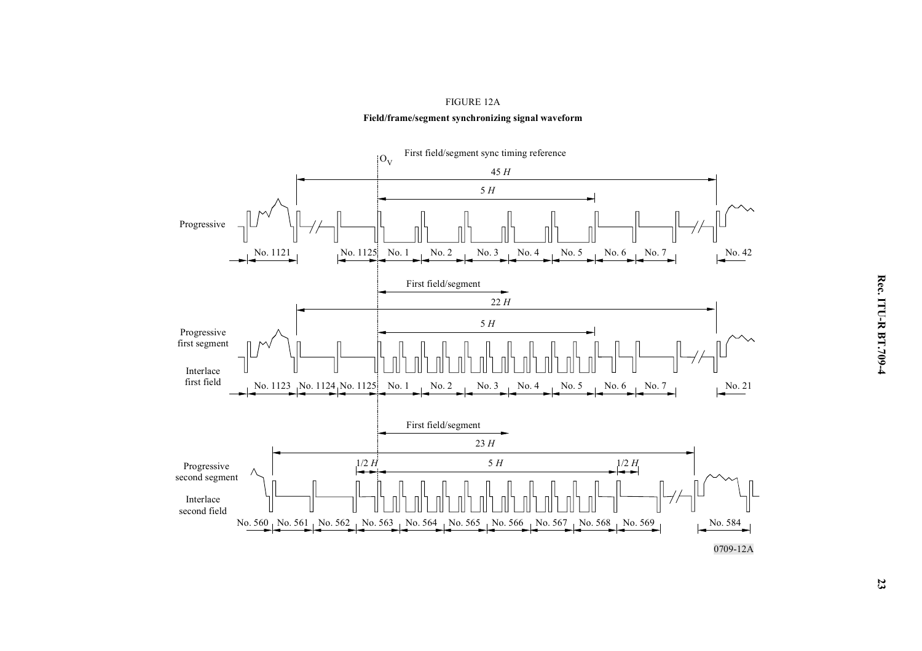FIGURE 12A

**Field/frame/segment synchronizing signal waveform**

0709-12A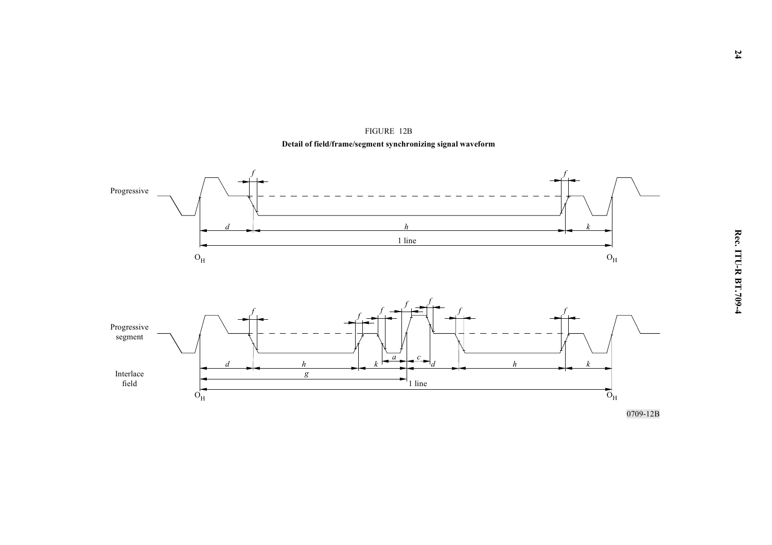FIGURE 12B

**Detail of field/frame/segment synchronizing signal waveform**

Progressive

Progressive segment

Interlace field

0709-12B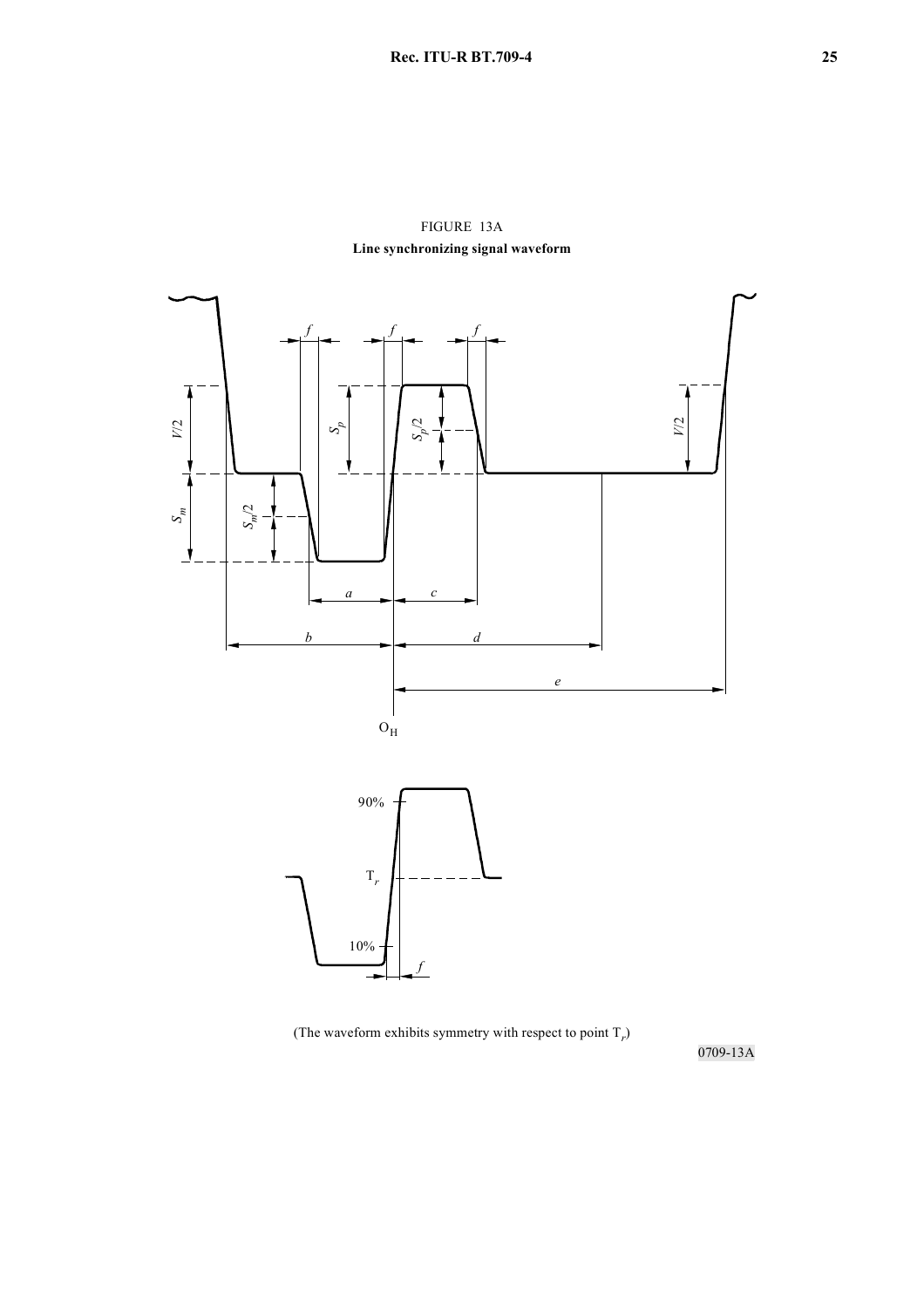FIGURE 13A

**Line synchronizing signal waveform**

(The waveform exhibits symmetry with respect to point $T_r$)

0709-13A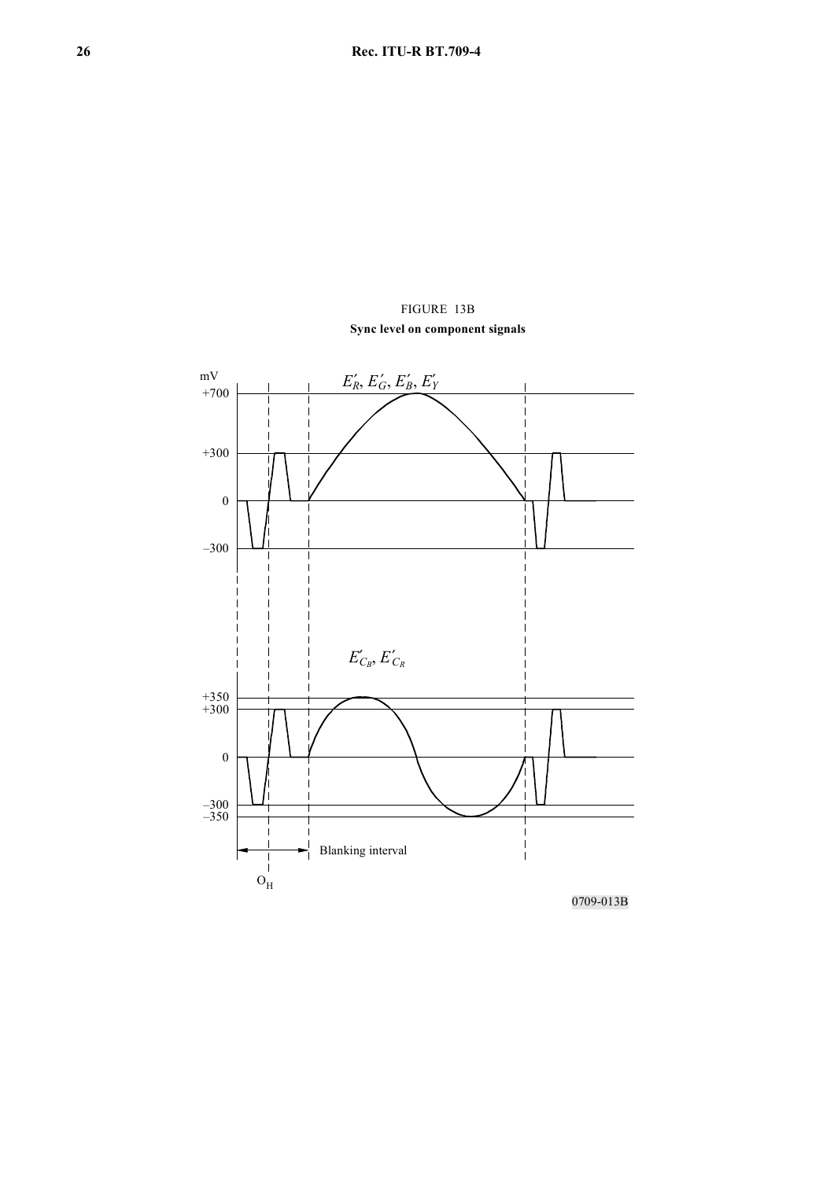FIGURE 13B

**Sync level on component signals**

mV

$E'_R, E'_G, E'_B, E'_Y$

+700

+300

0

–300

$E'_{C_B}, E'_{C_R}$

+350
+300

0

–300
–350

Blanking interval

$O_H$

0709-013B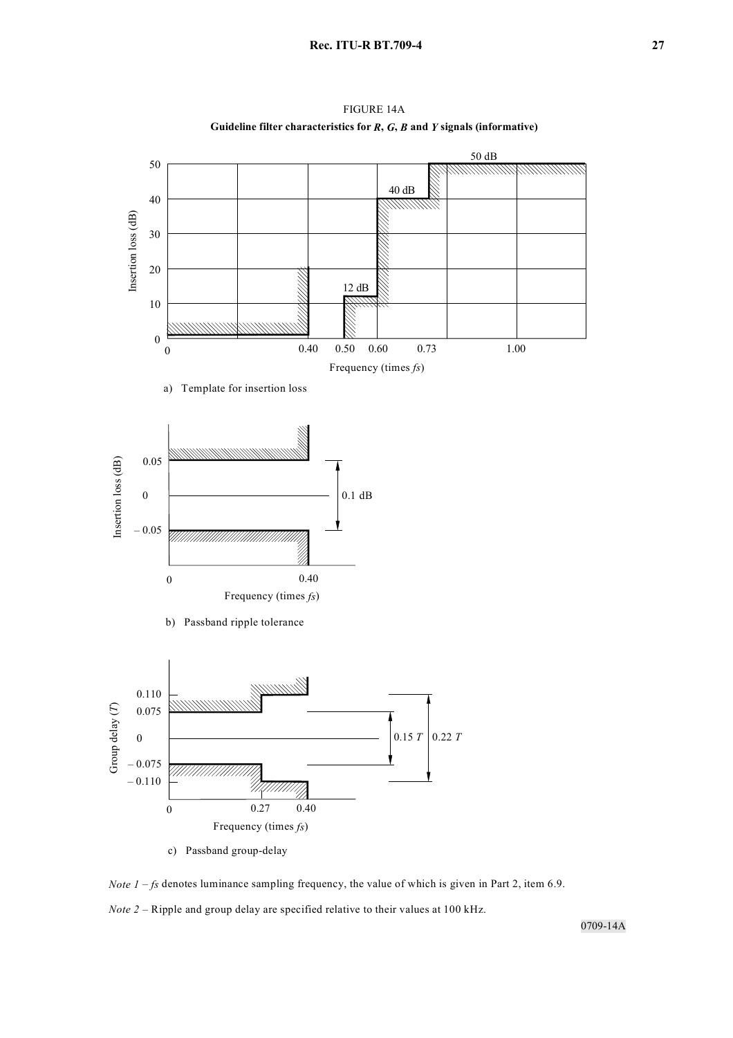FIGURE 14A

**Guideline filter characteristics for *R*, *G*, *B* and *Y* signals (informative)**

a) Template for insertion loss

b) Passband ripple tolerance

c) Passband group-delay

*Note 1* – *fs* denotes luminance sampling frequency, the value of which is given in Part 2, item 6.9.

*Note 2* – Ripple and group delay are specified relative to their values at 100 kHz.

0709-14A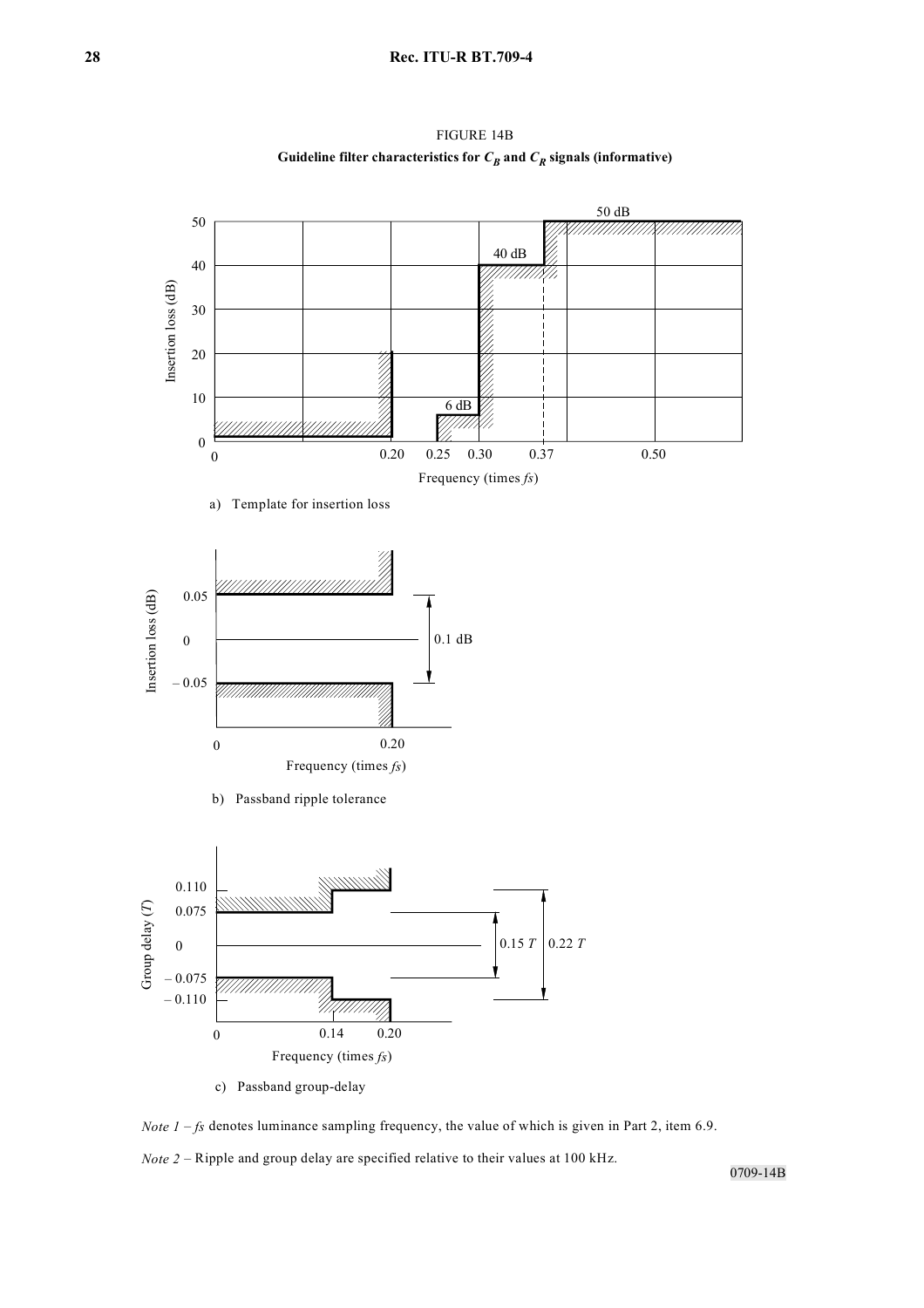FIGURE 14B

**Guideline filter characteristics for $C_B$ and $C_R$ signals (informative)**

a) Template for insertion loss

b) Passband ripple tolerance

c) Passband group-delay

*Note 1* – *fs* denotes luminance sampling frequency, the value of which is given in Part 2, item 6.9.

*Note 2* – Ripple and group delay are specified relative to their values at 100 kHz.

0709-14B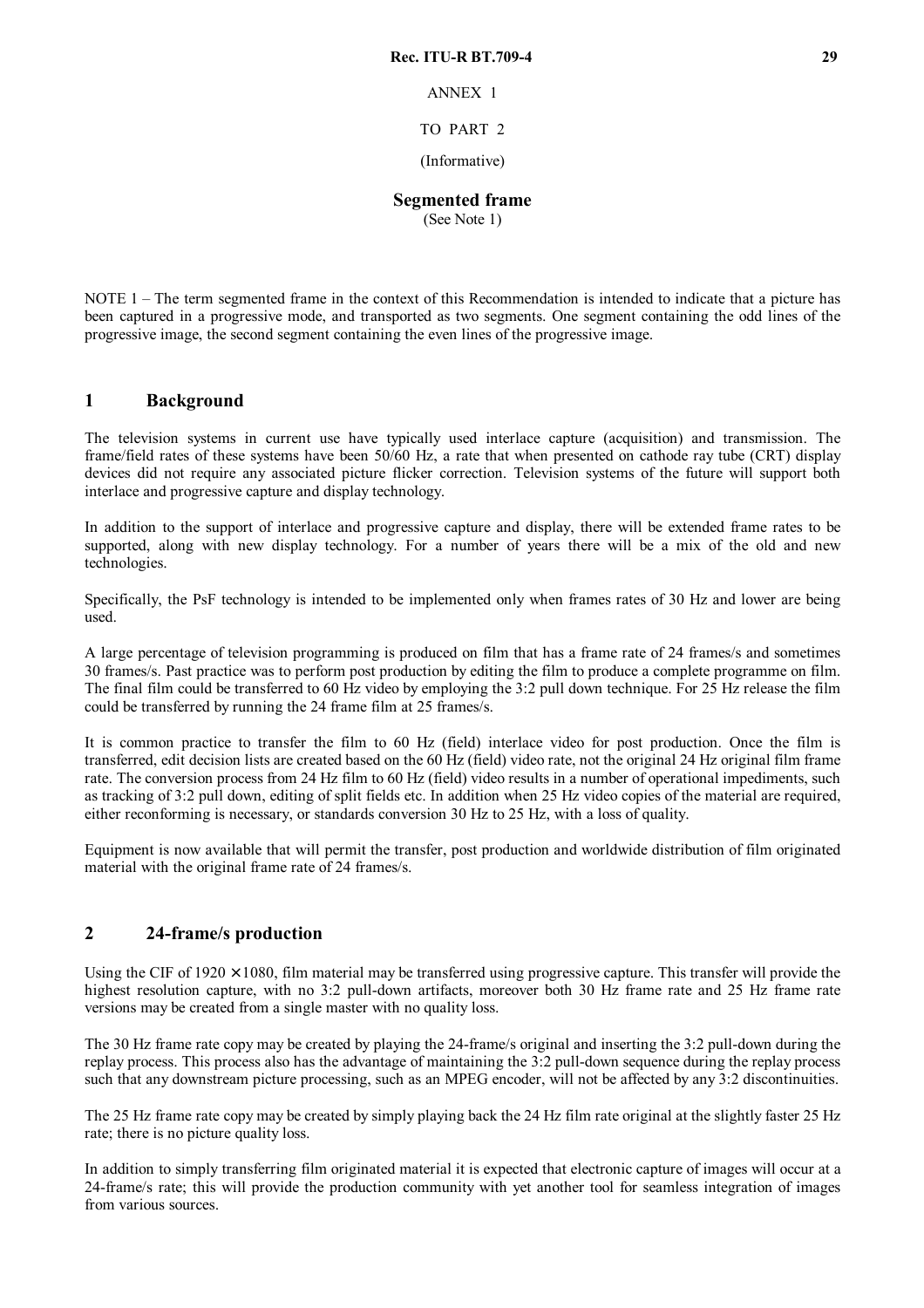ANNEX 1

TO PART 2

(Informative)

# Segmented frame

(See Note 1)

NOTE 1 – The term segmented frame in the context of this Recommendation is intended to indicate that a picture has been captured in a progressive mode, and transported as two segments. One segment containing the odd lines of the progressive image, the second segment containing the even lines of the progressive image.

## 1 Background

The television systems in current use have typically used interlace capture (acquisition) and transmission. The frame/field rates of these systems have been 50/60 Hz, a rate that when presented on cathode ray tube (CRT) display devices did not require any associated picture flicker correction. Television systems of the future will support both interlace and progressive capture and display technology.

In addition to the support of interlace and progressive capture and display, there will be extended frame rates to be supported, along with new display technology. For a number of years there will be a mix of the old and new technologies.

Specifically, the PsF technology is intended to be implemented only when frames rates of 30 Hz and lower are being used.

A large percentage of television programming is produced on film that has a frame rate of 24 frames/s and sometimes 30 frames/s. Past practice was to perform post production by editing the film to produce a complete programme on film. The final film could be transferred to 60 Hz video by employing the 3:2 pull down technique. For 25 Hz release the film could be transferred by running the 24 frame film at 25 frames/s.

It is common practice to transfer the film to 60 Hz (field) interlace video for post production. Once the film is transferred, edit decision lists are created based on the 60 Hz (field) video rate, not the original 24 Hz original film frame rate. The conversion process from 24 Hz film to 60 Hz (field) video results in a number of operational impediments, such as tracking of 3:2 pull down, editing of split fields etc. In addition when 25 Hz video copies of the material are required, either reconforming is necessary, or standards conversion 30 Hz to 25 Hz, with a loss of quality.

Equipment is now available that will permit the transfer, post production and worldwide distribution of film originated material with the original frame rate of 24 frames/s.

## 2 24-frame/s production

Using the CIF of 1920 × 1080, film material may be transferred using progressive capture. This transfer will provide the highest resolution capture, with no 3:2 pull-down artifacts, moreover both 30 Hz frame rate and 25 Hz frame rate versions may be created from a single master with no quality loss.

The 30 Hz frame rate copy may be created by playing the 24-frame/s original and inserting the 3:2 pull-down during the replay process. This process also has the advantage of maintaining the 3:2 pull-down sequence during the replay process such that any downstream picture processing, such as an MPEG encoder, will not be affected by any 3:2 discontinuities.

The 25 Hz frame rate copy may be created by simply playing back the 24 Hz film rate original at the slightly faster 25 Hz rate; there is no picture quality loss.

In addition to simply transferring film originated material it is expected that electronic capture of images will occur at a 24-frame/s rate; this will provide the production community with yet another tool for seamless integration of images from various sources.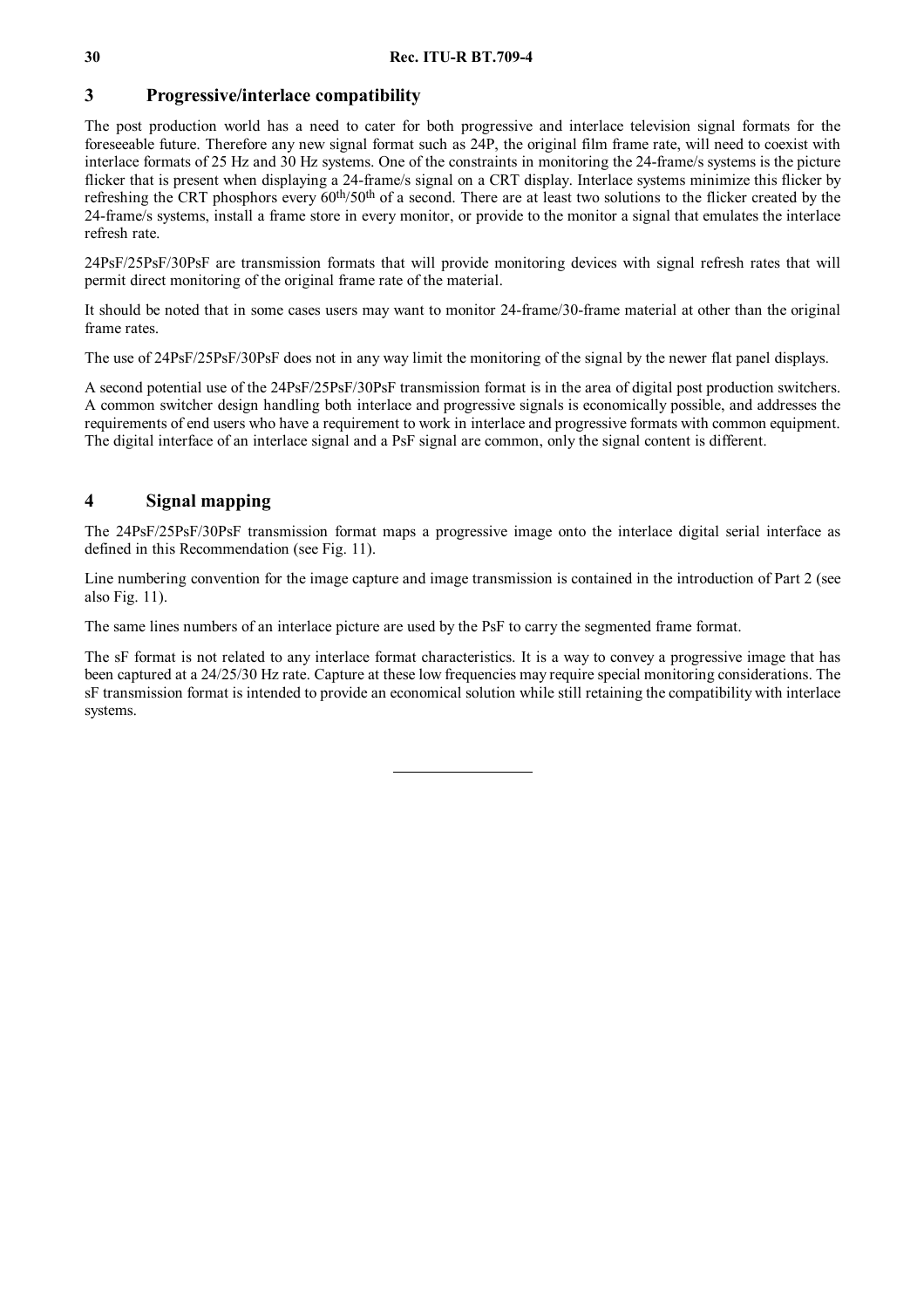## 3 Progressive/interlace compatibility

The post production world has a need to cater for both progressive and interlace television signal formats for the foreseeable future. Therefore any new signal format such as 24P, the original film frame rate, will need to coexist with interlace formats of 25 Hz and 30 Hz systems. One of the constraints in monitoring the 24-frame/s systems is the picture flicker that is present when displaying a 24-frame/s signal on a CRT display. Interlace systems minimize this flicker by refreshing the CRT phosphors every 60th/50th of a second. There are at least two solutions to the flicker created by the 24-frame/s systems, install a frame store in every monitor, or provide to the monitor a signal that emulates the interlace refresh rate.

24PsF/25PsF/30PsF are transmission formats that will provide monitoring devices with signal refresh rates that will permit direct monitoring of the original frame rate of the material.

It should be noted that in some cases users may want to monitor 24-frame/30-frame material at other than the original frame rates.

The use of 24PsF/25PsF/30PsF does not in any way limit the monitoring of the signal by the newer flat panel displays.

A second potential use of the 24PsF/25PsF/30PsF transmission format is in the area of digital post production switchers. A common switcher design handling both interlace and progressive signals is economically possible, and addresses the requirements of end users who have a requirement to work in interlace and progressive formats with common equipment. The digital interface of an interlace signal and a PsF signal are common, only the signal content is different.

## 4 Signal mapping

The 24PsF/25PsF/30PsF transmission format maps a progressive image onto the interlace digital serial interface as defined in this Recommendation (see Fig. 11).

Line numbering convention for the image capture and image transmission is contained in the introduction of Part 2 (see also Fig. 11).

The same lines numbers of an interlace picture are used by the PsF to carry the segmented frame format.

The sF format is not related to any interlace format characteristics. It is a way to convey a progressive image that has been captured at a 24/25/30 Hz rate. Capture at these low frequencies may require special monitoring considerations. The sF transmission format is intended to provide an economical solution while still retaining the compatibility with interlace systems.